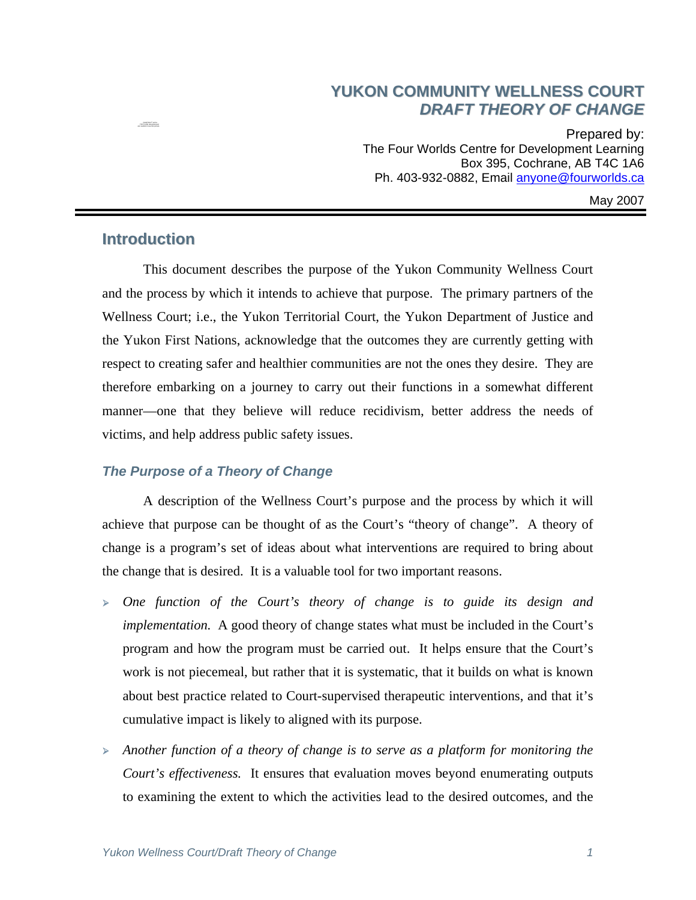# YUKON COMMUNITY WELLNESS COURT
## *DRAFT THEORY OF CHANGE*

Prepared by:
The Four Worlds Centre for Development Learning
Box 395, Cochrane, AB T4C 1A6
Ph. 403-932-0882, Email anyone@fourworlds.ca

May 2007

---

## Introduction

This document describes the purpose of the Yukon Community Wellness Court and the process by which it intends to achieve that purpose. The primary partners of the Wellness Court; i.e., the Yukon Territorial Court, the Yukon Department of Justice and the Yukon First Nations, acknowledge that the outcomes they are currently getting with respect to creating safer and healthier communities are not the ones they desire. They are therefore embarking on a journey to carry out their functions in a somewhat different manner—one that they believe will reduce recidivism, better address the needs of victims, and help address public safety issues.

### *The Purpose of a Theory of Change*

A description of the Wellness Court's purpose and the process by which it will achieve that purpose can be thought of as the Court's "theory of change". A theory of change is a program's set of ideas about what interventions are required to bring about the change that is desired. It is a valuable tool for two important reasons.

- *One function of the Court's theory of change is to guide its design and implementation.* A good theory of change states what must be included in the Court's program and how the program must be carried out. It helps ensure that the Court's work is not piecemeal, but rather that it is systematic, that it builds on what is known about best practice related to Court-supervised therapeutic interventions, and that it's cumulative impact is likely to aligned with its purpose.
- *Another function of a theory of change is to serve as a platform for monitoring the Court's effectiveness.* It ensures that evaluation moves beyond enumerating outputs to examining the extent to which the activities lead to the desired outcomes, and the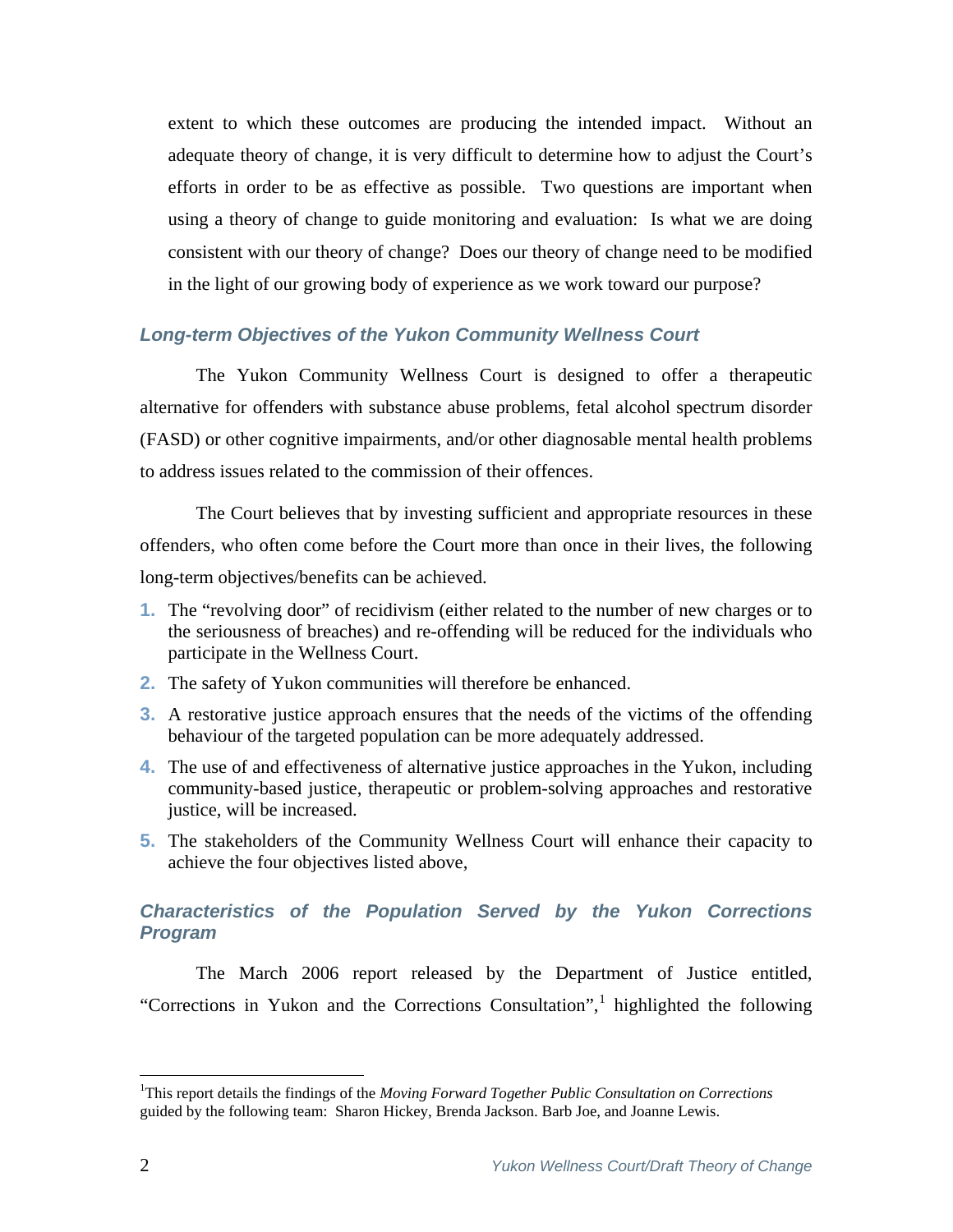extent to which these outcomes are producing the intended impact. Without an adequate theory of change, it is very difficult to determine how to adjust the Court's efforts in order to be as effective as possible. Two questions are important when using a theory of change to guide monitoring and evaluation: Is what we are doing consistent with our theory of change? Does our theory of change need to be modified in the light of our growing body of experience as we work toward our purpose?

### *Long-term Objectives of the Yukon Community Wellness Court*

The Yukon Community Wellness Court is designed to offer a therapeutic alternative for offenders with substance abuse problems, fetal alcohol spectrum disorder (FASD) or other cognitive impairments, and/or other diagnosable mental health problems to address issues related to the commission of their offences.

The Court believes that by investing sufficient and appropriate resources in these offenders, who often come before the Court more than once in their lives, the following long-term objectives/benefits can be achieved.

1. The "revolving door" of recidivism (either related to the number of new charges or to the seriousness of breaches) and re-offending will be reduced for the individuals who participate in the Wellness Court.
2. The safety of Yukon communities will therefore be enhanced.
3. A restorative justice approach ensures that the needs of the victims of the offending behaviour of the targeted population can be more adequately addressed.
4. The use of and effectiveness of alternative justice approaches in the Yukon, including community-based justice, therapeutic or problem-solving approaches and restorative justice, will be increased.
5. The stakeholders of the Community Wellness Court will enhance their capacity to achieve the four objectives listed above,

### *Characteristics of the Population Served by the Yukon Corrections Program*

The March 2006 report released by the Department of Justice entitled, "Corrections in Yukon and the Corrections Consultation",[1] highlighted the following

[1]This report details the findings of the *Moving Forward Together Public Consultation on Corrections* guided by the following team: Sharon Hickey, Brenda Jackson. Barb Joe, and Joanne Lewis.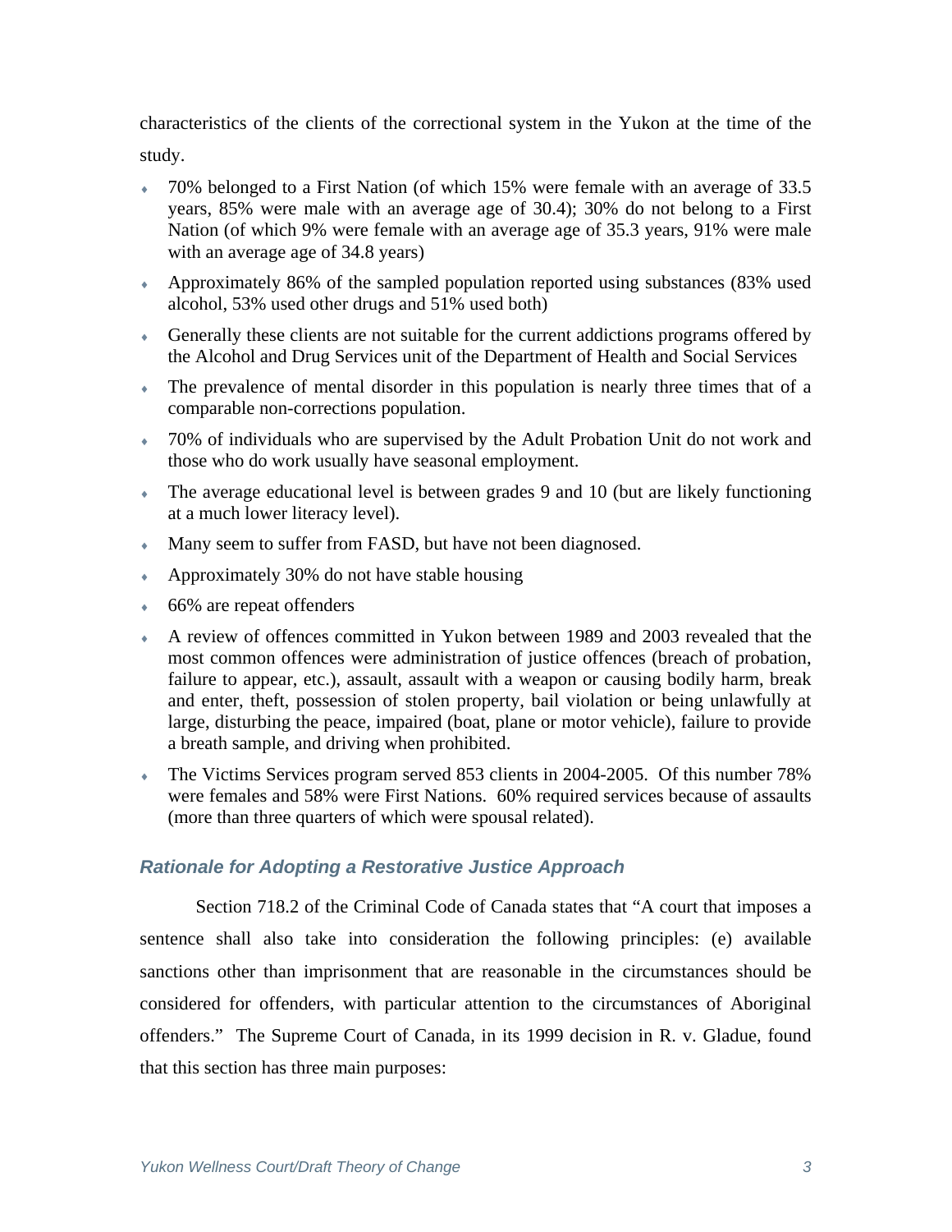characteristics of the clients of the correctional system in the Yukon at the time of the study.

- 70% belonged to a First Nation (of which 15% were female with an average of 33.5 years, 85% were male with an average age of 30.4); 30% do not belong to a First Nation (of which 9% were female with an average age of 35.3 years, 91% were male with an average age of 34.8 years)
- Approximately 86% of the sampled population reported using substances (83% used alcohol, 53% used other drugs and 51% used both)
- Generally these clients are not suitable for the current addictions programs offered by the Alcohol and Drug Services unit of the Department of Health and Social Services
- The prevalence of mental disorder in this population is nearly three times that of a comparable non-corrections population.
- 70% of individuals who are supervised by the Adult Probation Unit do not work and those who do work usually have seasonal employment.
- The average educational level is between grades 9 and 10 (but are likely functioning at a much lower literacy level).
- Many seem to suffer from FASD, but have not been diagnosed.
- Approximately 30% do not have stable housing
- 66% are repeat offenders
- A review of offences committed in Yukon between 1989 and 2003 revealed that the most common offences were administration of justice offences (breach of probation, failure to appear, etc.), assault, assault with a weapon or causing bodily harm, break and enter, theft, possession of stolen property, bail violation or being unlawfully at large, disturbing the peace, impaired (boat, plane or motor vehicle), failure to provide a breath sample, and driving when prohibited.
- The Victims Services program served 853 clients in 2004-2005. Of this number 78% were females and 58% were First Nations. 60% required services because of assaults (more than three quarters of which were spousal related).

### *Rationale for Adopting a Restorative Justice Approach*

Section 718.2 of the Criminal Code of Canada states that "A court that imposes a sentence shall also take into consideration the following principles: (e) available sanctions other than imprisonment that are reasonable in the circumstances should be considered for offenders, with particular attention to the circumstances of Aboriginal offenders." The Supreme Court of Canada, in its 1999 decision in R. v. Gladue, found that this section has three main purposes: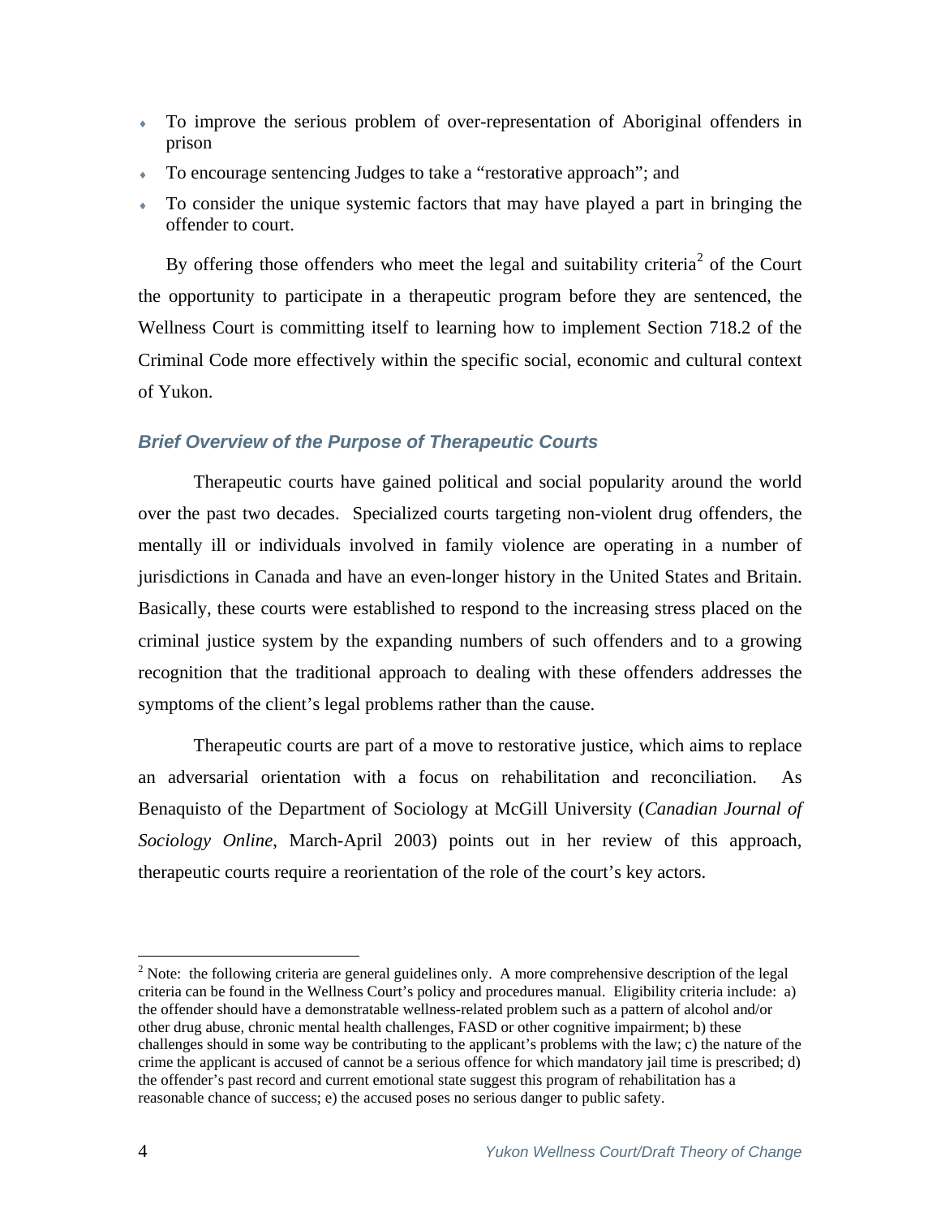- To improve the serious problem of over-representation of Aboriginal offenders in prison
- To encourage sentencing Judges to take a "restorative approach"; and
- To consider the unique systemic factors that may have played a part in bringing the offender to court.

By offering those offenders who meet the legal and suitability criteria[2] of the Court the opportunity to participate in a therapeutic program before they are sentenced, the Wellness Court is committing itself to learning how to implement Section 718.2 of the Criminal Code more effectively within the specific social, economic and cultural context of Yukon.

### *Brief Overview of the Purpose of Therapeutic Courts*

Therapeutic courts have gained political and social popularity around the world over the past two decades. Specialized courts targeting non-violent drug offenders, the mentally ill or individuals involved in family violence are operating in a number of jurisdictions in Canada and have an even-longer history in the United States and Britain. Basically, these courts were established to respond to the increasing stress placed on the criminal justice system by the expanding numbers of such offenders and to a growing recognition that the traditional approach to dealing with these offenders addresses the symptoms of the client's legal problems rather than the cause.

Therapeutic courts are part of a move to restorative justice, which aims to replace an adversarial orientation with a focus on rehabilitation and reconciliation. As Benaquisto of the Department of Sociology at McGill University (*Canadian Journal of Sociology Online*, March-April 2003) points out in her review of this approach, therapeutic courts require a reorientation of the role of the court's key actors.

---

[2] Note: the following criteria are general guidelines only. A more comprehensive description of the legal criteria can be found in the Wellness Court's policy and procedures manual. Eligibility criteria include: a) the offender should have a demonstratable wellness-related problem such as a pattern of alcohol and/or other drug abuse, chronic mental health challenges, FASD or other cognitive impairment; b) these challenges should in some way be contributing to the applicant's problems with the law; c) the nature of the crime the applicant is accused of cannot be a serious offence for which mandatory jail time is prescribed; d) the offender's past record and current emotional state suggest this program of rehabilitation has a reasonable chance of success; e) the accused poses no serious danger to public safety.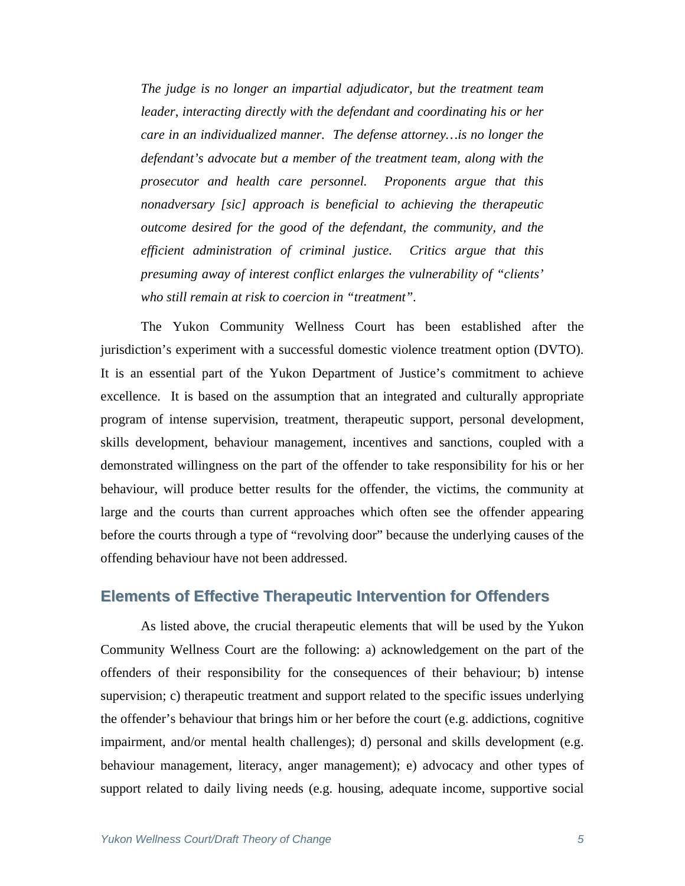*The judge is no longer an impartial adjudicator, but the treatment team leader, interacting directly with the defendant and coordinating his or her care in an individualized manner. The defense attorney…is no longer the defendant's advocate but a member of the treatment team, along with the prosecutor and health care personnel. Proponents argue that this nonadversary [sic] approach is beneficial to achieving the therapeutic outcome desired for the good of the defendant, the community, and the efficient administration of criminal justice. Critics argue that this presuming away of interest conflict enlarges the vulnerability of "clients' who still remain at risk to coercion in "treatment".*

The Yukon Community Wellness Court has been established after the jurisdiction's experiment with a successful domestic violence treatment option (DVTO). It is an essential part of the Yukon Department of Justice's commitment to achieve excellence. It is based on the assumption that an integrated and culturally appropriate program of intense supervision, treatment, therapeutic support, personal development, skills development, behaviour management, incentives and sanctions, coupled with a demonstrated willingness on the part of the offender to take responsibility for his or her behaviour, will produce better results for the offender, the victims, the community at large and the courts than current approaches which often see the offender appearing before the courts through a type of "revolving door" because the underlying causes of the offending behaviour have not been addressed.

## Elements of Effective Therapeutic Intervention for Offenders

As listed above, the crucial therapeutic elements that will be used by the Yukon Community Wellness Court are the following: a) acknowledgement on the part of the offenders of their responsibility for the consequences of their behaviour; b) intense supervision; c) therapeutic treatment and support related to the specific issues underlying the offender's behaviour that brings him or her before the court (e.g. addictions, cognitive impairment, and/or mental health challenges); d) personal and skills development (e.g. behaviour management, literacy, anger management); e) advocacy and other types of support related to daily living needs (e.g. housing, adequate income, supportive social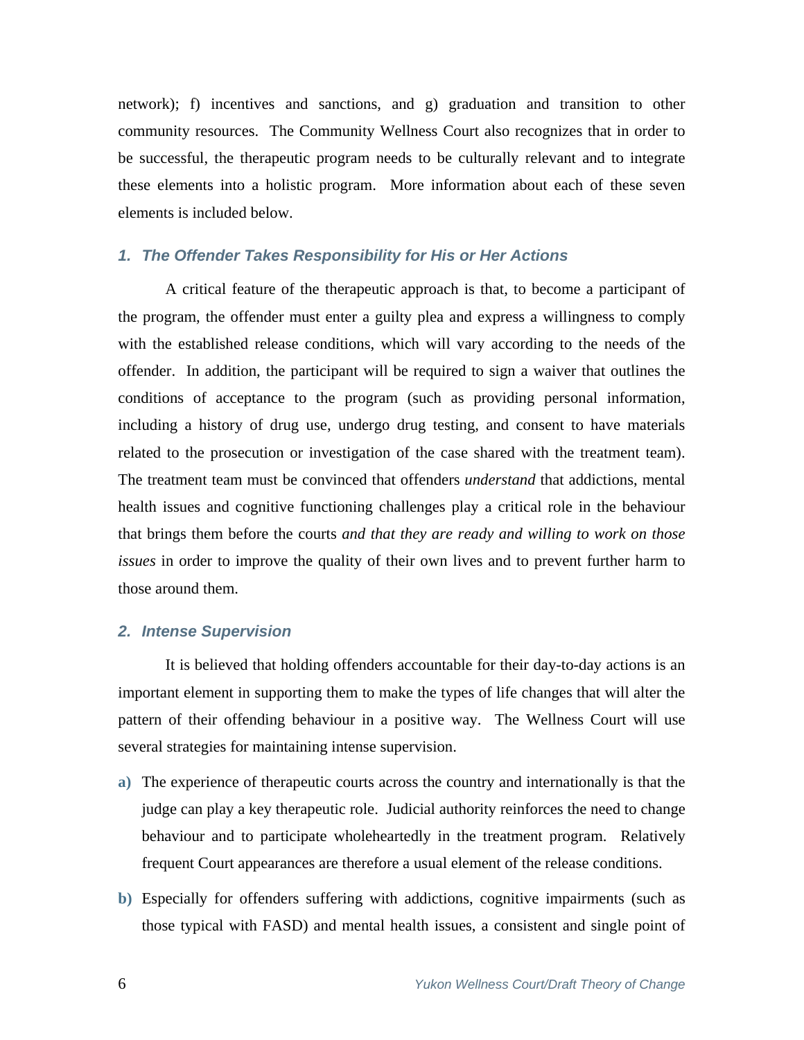network); f) incentives and sanctions, and g) graduation and transition to other community resources. The Community Wellness Court also recognizes that in order to be successful, the therapeutic program needs to be culturally relevant and to integrate these elements into a holistic program. More information about each of these seven elements is included below.

### *1. The Offender Takes Responsibility for His or Her Actions*

A critical feature of the therapeutic approach is that, to become a participant of the program, the offender must enter a guilty plea and express a willingness to comply with the established release conditions, which will vary according to the needs of the offender. In addition, the participant will be required to sign a waiver that outlines the conditions of acceptance to the program (such as providing personal information, including a history of drug use, undergo drug testing, and consent to have materials related to the prosecution or investigation of the case shared with the treatment team). The treatment team must be convinced that offenders *understand* that addictions, mental health issues and cognitive functioning challenges play a critical role in the behaviour that brings them before the courts *and that they are ready and willing to work on those issues* in order to improve the quality of their own lives and to prevent further harm to those around them.

### *2. Intense Supervision*

It is believed that holding offenders accountable for their day-to-day actions is an important element in supporting them to make the types of life changes that will alter the pattern of their offending behaviour in a positive way. The Wellness Court will use several strategies for maintaining intense supervision.

**a)** The experience of therapeutic courts across the country and internationally is that the judge can play a key therapeutic role. Judicial authority reinforces the need to change behaviour and to participate wholeheartedly in the treatment program. Relatively frequent Court appearances are therefore a usual element of the release conditions.

**b)** Especially for offenders suffering with addictions, cognitive impairments (such as those typical with FASD) and mental health issues, a consistent and single point of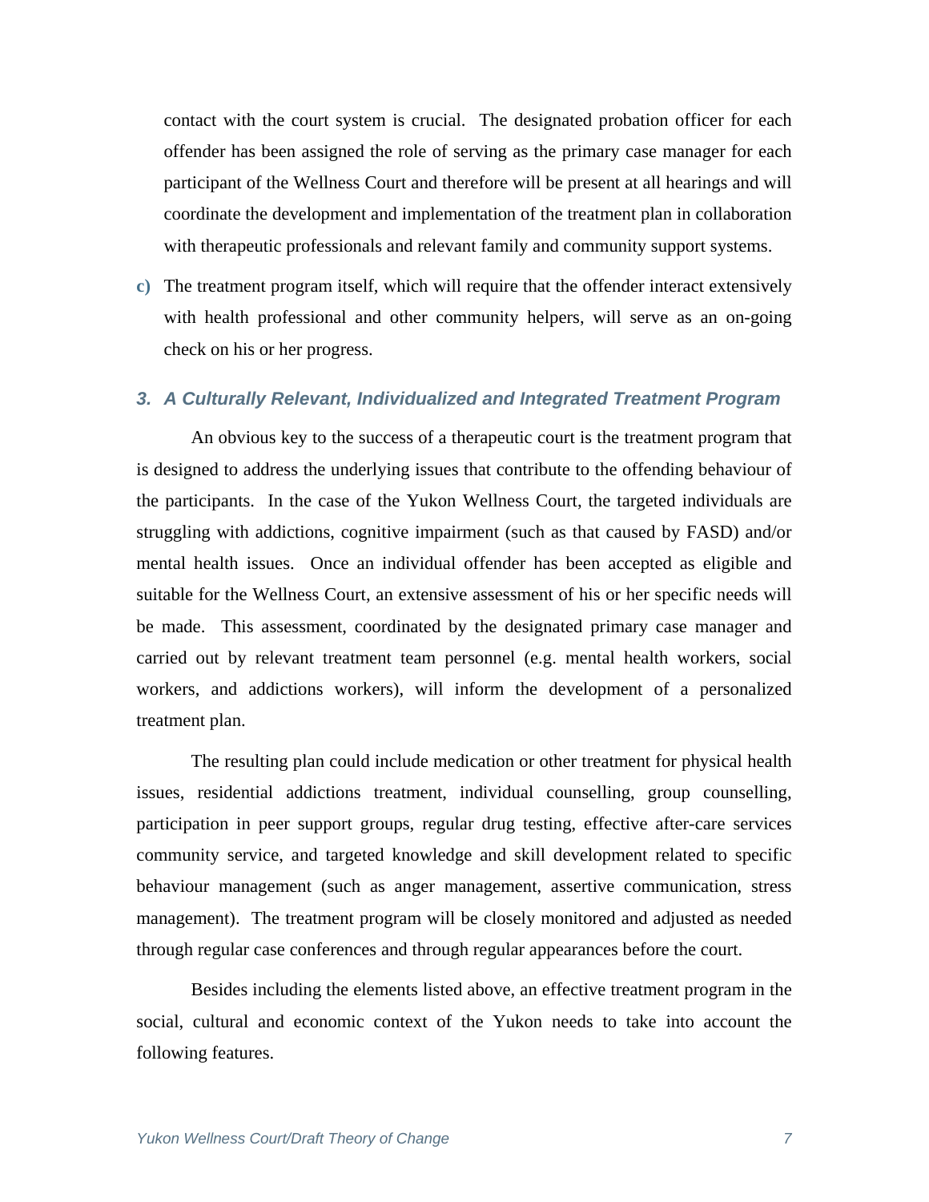contact with the court system is crucial. The designated probation officer for each offender has been assigned the role of serving as the primary case manager for each participant of the Wellness Court and therefore will be present at all hearings and will coordinate the development and implementation of the treatment plan in collaboration with therapeutic professionals and relevant family and community support systems.

c) The treatment program itself, which will require that the offender interact extensively with health professional and other community helpers, will serve as an on-going check on his or her progress.

### 3. A Culturally Relevant, Individualized and Integrated Treatment Program

An obvious key to the success of a therapeutic court is the treatment program that is designed to address the underlying issues that contribute to the offending behaviour of the participants. In the case of the Yukon Wellness Court, the targeted individuals are struggling with addictions, cognitive impairment (such as that caused by FASD) and/or mental health issues. Once an individual offender has been accepted as eligible and suitable for the Wellness Court, an extensive assessment of his or her specific needs will be made. This assessment, coordinated by the designated primary case manager and carried out by relevant treatment team personnel (e.g. mental health workers, social workers, and addictions workers), will inform the development of a personalized treatment plan.

The resulting plan could include medication or other treatment for physical health issues, residential addictions treatment, individual counselling, group counselling, participation in peer support groups, regular drug testing, effective after-care services community service, and targeted knowledge and skill development related to specific behaviour management (such as anger management, assertive communication, stress management). The treatment program will be closely monitored and adjusted as needed through regular case conferences and through regular appearances before the court.

Besides including the elements listed above, an effective treatment program in the social, cultural and economic context of the Yukon needs to take into account the following features.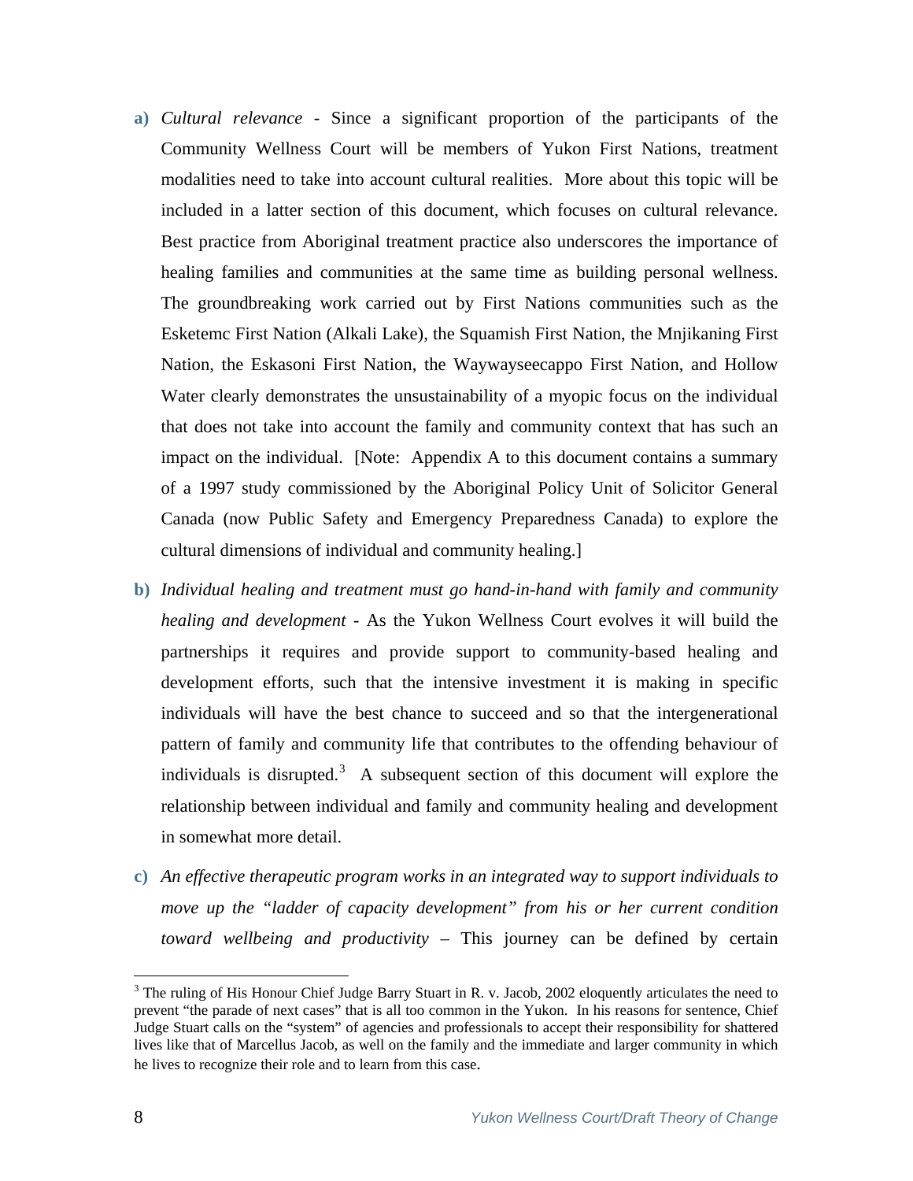**a)** *Cultural relevance* - Since a significant proportion of the participants of the Community Wellness Court will be members of Yukon First Nations, treatment modalities need to take into account cultural realities. More about this topic will be included in a latter section of this document, which focuses on cultural relevance. Best practice from Aboriginal treatment practice also underscores the importance of healing families and communities at the same time as building personal wellness. The groundbreaking work carried out by First Nations communities such as the Esketemc First Nation (Alkali Lake), the Squamish First Nation, the Mnjikaning First Nation, the Eskasoni First Nation, the Waywayseecappo First Nation, and Hollow Water clearly demonstrates the unsustainability of a myopic focus on the individual that does not take into account the family and community context that has such an impact on the individual. [Note: Appendix A to this document contains a summary of a 1997 study commissioned by the Aboriginal Policy Unit of Solicitor General Canada (now Public Safety and Emergency Preparedness Canada) to explore the cultural dimensions of individual and community healing.]

**b)** *Individual healing and treatment must go hand-in-hand with family and community healing and development* - As the Yukon Wellness Court evolves it will build the partnerships it requires and provide support to community-based healing and development efforts, such that the intensive investment it is making in specific individuals will have the best chance to succeed and so that the intergenerational pattern of family and community life that contributes to the offending behaviour of individuals is disrupted.[3] A subsequent section of this document will explore the relationship between individual and family and community healing and development in somewhat more detail.

**c)** *An effective therapeutic program works in an integrated way to support individuals to move up the "ladder of capacity development" from his or her current condition toward wellbeing and productivity* – This journey can be defined by certain

[3] The ruling of His Honour Chief Judge Barry Stuart in R. v. Jacob, 2002 eloquently articulates the need to prevent "the parade of next cases" that is all too common in the Yukon. In his reasons for sentence, Chief Judge Stuart calls on the "system" of agencies and professionals to accept their responsibility for shattered lives like that of Marcellus Jacob, as well on the family and the immediate and larger community in which he lives to recognize their role and to learn from this case.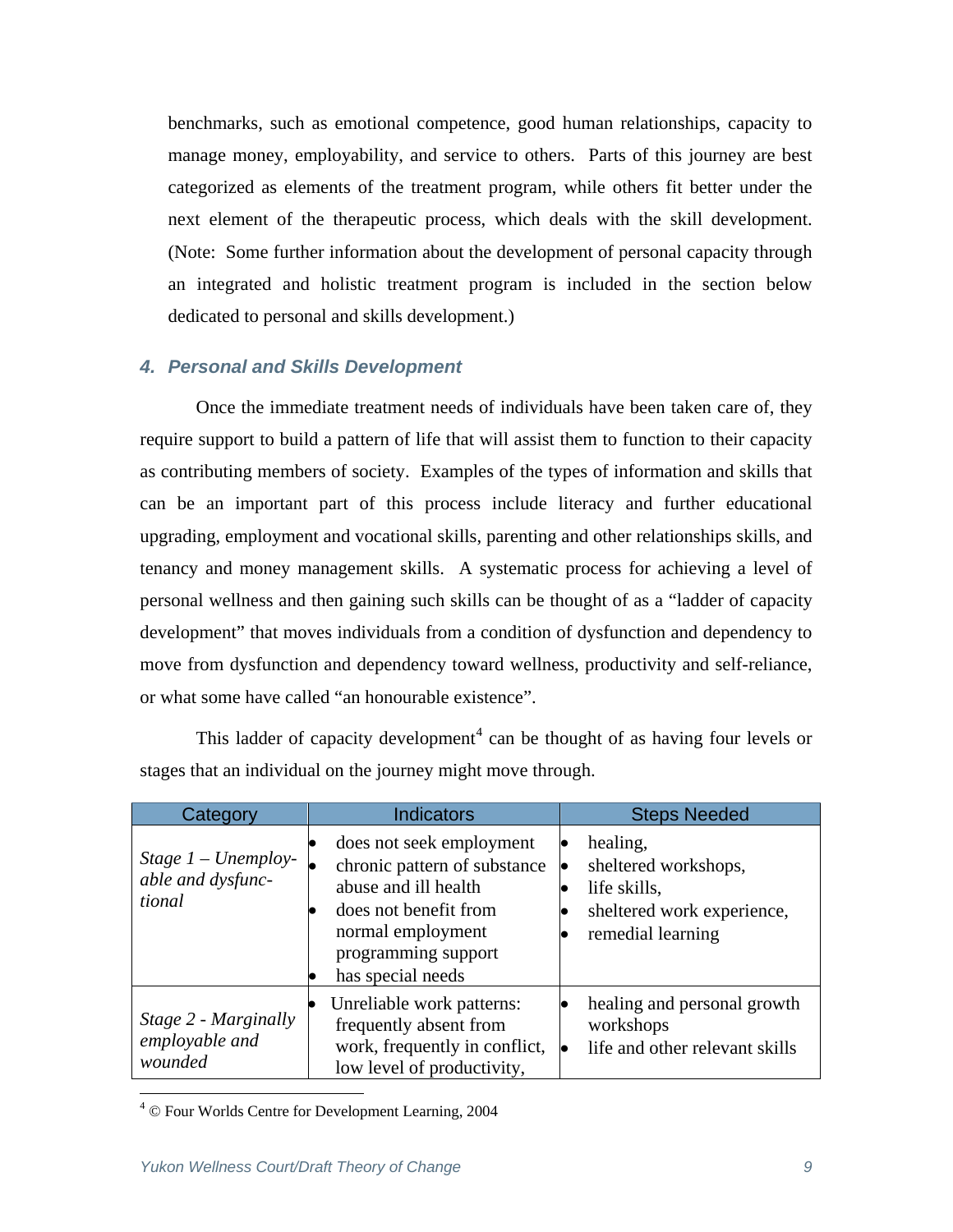benchmarks, such as emotional competence, good human relationships, capacity to manage money, employability, and service to others. Parts of this journey are best categorized as elements of the treatment program, while others fit better under the next element of the therapeutic process, which deals with the skill development. (Note: Some further information about the development of personal capacity through an integrated and holistic treatment program is included in the section below dedicated to personal and skills development.)

### 4. Personal and Skills Development

Once the immediate treatment needs of individuals have been taken care of, they require support to build a pattern of life that will assist them to function to their capacity as contributing members of society. Examples of the types of information and skills that can be an important part of this process include literacy and further educational upgrading, employment and vocational skills, parenting and other relationships skills, and tenancy and money management skills. A systematic process for achieving a level of personal wellness and then gaining such skills can be thought of as a "ladder of capacity development" that moves individuals from a condition of dysfunction and dependency to move from dysfunction and dependency toward wellness, productivity and self-reliance, or what some have called "an honourable existence".

This ladder of capacity development[4] can be thought of as having four levels or stages that an individual on the journey might move through.

| Category | Indicators | Steps Needed |
|---|---|---|
| *Stage 1 – Unemployable and dysfunctional* | • does not seek employment<br>• chronic pattern of substance abuse and ill health<br>• does not benefit from normal employment programming support<br>• has special needs | • healing,<br>• sheltered workshops,<br>• life skills,<br>• sheltered work experience,<br>• remedial learning |
| *Stage 2 - Marginally employable and wounded* | • Unreliable work patterns: frequently absent from work, frequently in conflict, low level of productivity, | • healing and personal growth workshops<br>• life and other relevant skills |

[4] © Four Worlds Centre for Development Learning, 2004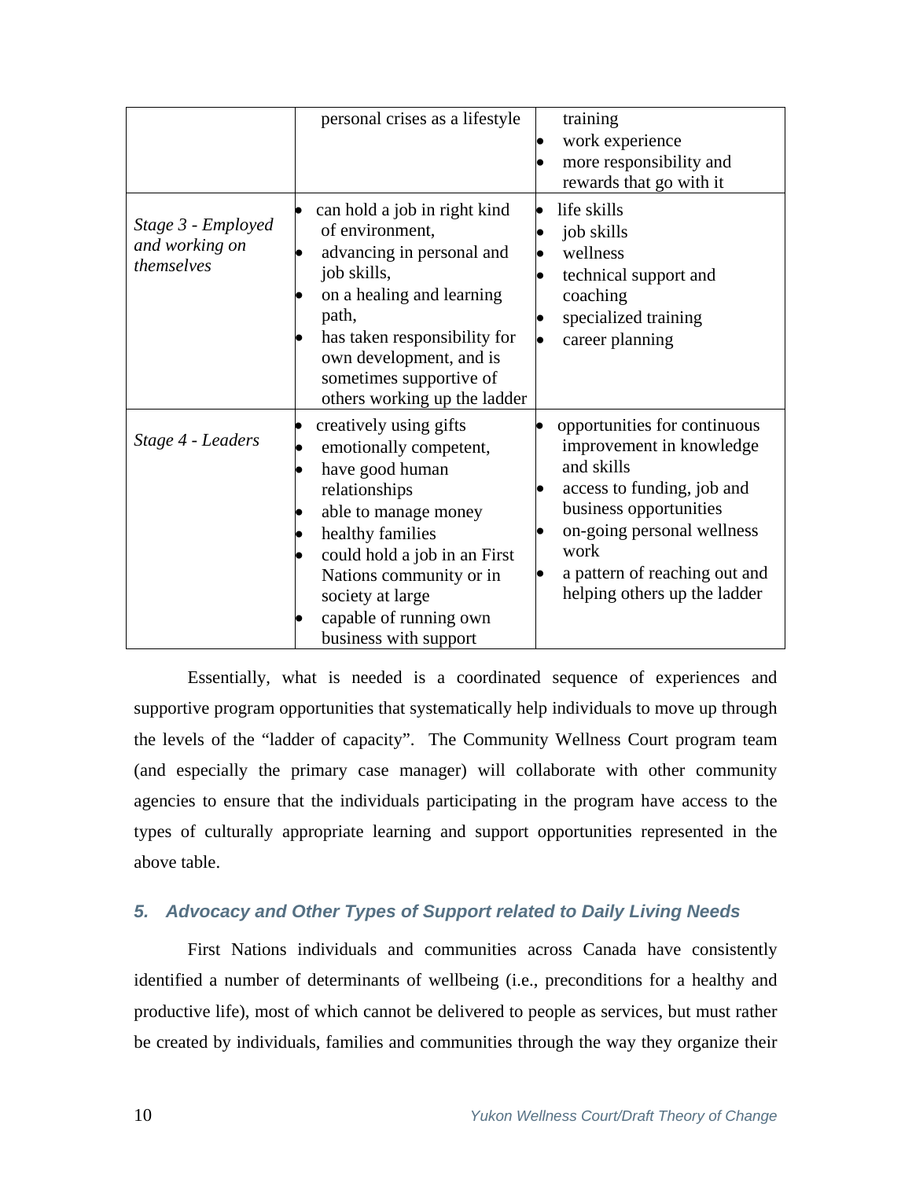| | | |
|---|---|---|
| | personal crises as a lifestyle | training<br>• work experience<br>• more responsibility and rewards that go with it |
| *Stage 3 - Employed and working on themselves* | • can hold a job in right kind of environment,<br>• advancing in personal and job skills,<br>• on a healing and learning path,<br>• has taken responsibility for own development, and is sometimes supportive of others working up the ladder | • life skills<br>• job skills<br>• wellness<br>• technical support and coaching<br>• specialized training<br>• career planning |
| *Stage 4 - Leaders* | • creatively using gifts<br>• emotionally competent,<br>• have good human relationships<br>• able to manage money<br>• healthy families<br>• could hold a job in an First Nations community or in society at large<br>• capable of running own business with support | • opportunities for continuous improvement in knowledge and skills<br>• access to funding, job and business opportunities<br>• on-going personal wellness work<br>• a pattern of reaching out and helping others up the ladder |

Essentially, what is needed is a coordinated sequence of experiences and supportive program opportunities that systematically help individuals to move up through the levels of the "ladder of capacity". The Community Wellness Court program team (and especially the primary case manager) will collaborate with other community agencies to ensure that the individuals participating in the program have access to the types of culturally appropriate learning and support opportunities represented in the above table.

### *5. Advocacy and Other Types of Support related to Daily Living Needs*

First Nations individuals and communities across Canada have consistently identified a number of determinants of wellbeing (i.e., preconditions for a healthy and productive life), most of which cannot be delivered to people as services, but must rather be created by individuals, families and communities through the way they organize their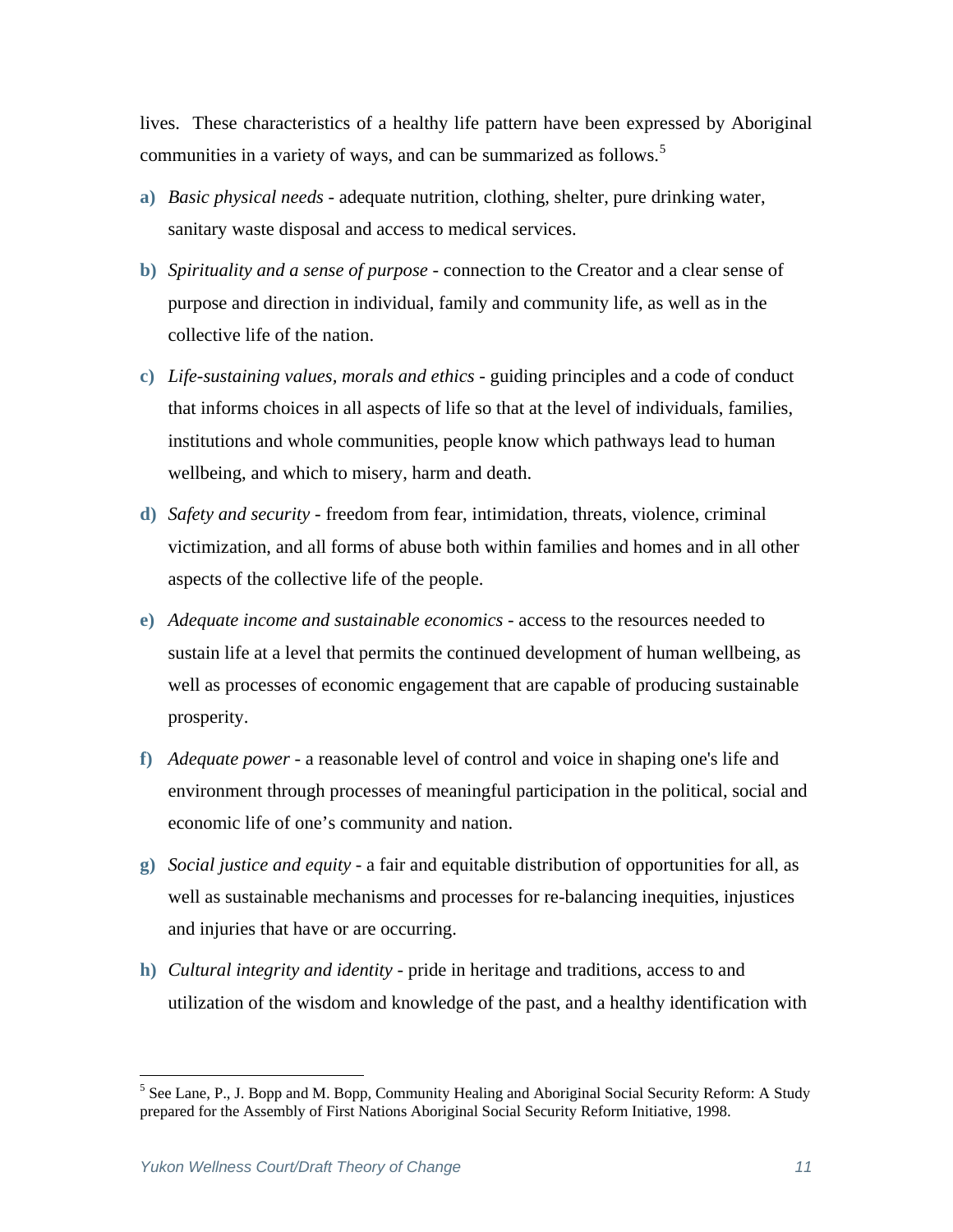lives. These characteristics of a healthy life pattern have been expressed by Aboriginal communities in a variety of ways, and can be summarized as follows.[5]

**a)** *Basic physical needs* - adequate nutrition, clothing, shelter, pure drinking water, sanitary waste disposal and access to medical services.

**b)** *Spirituality and a sense of purpose* - connection to the Creator and a clear sense of purpose and direction in individual, family and community life, as well as in the collective life of the nation.

**c)** *Life-sustaining values, morals and ethics* - guiding principles and a code of conduct that informs choices in all aspects of life so that at the level of individuals, families, institutions and whole communities, people know which pathways lead to human wellbeing, and which to misery, harm and death.

**d)** *Safety and security* - freedom from fear, intimidation, threats, violence, criminal victimization, and all forms of abuse both within families and homes and in all other aspects of the collective life of the people.

**e)** *Adequate income and sustainable economics* - access to the resources needed to sustain life at a level that permits the continued development of human wellbeing, as well as processes of economic engagement that are capable of producing sustainable prosperity.

**f)** *Adequate power* - a reasonable level of control and voice in shaping one's life and environment through processes of meaningful participation in the political, social and economic life of one's community and nation.

**g)** *Social justice and equity* - a fair and equitable distribution of opportunities for all, as well as sustainable mechanisms and processes for re-balancing inequities, injustices and injuries that have or are occurring.

**h)** *Cultural integrity and identity* - pride in heritage and traditions, access to and utilization of the wisdom and knowledge of the past, and a healthy identification with

---

[5] See Lane, P., J. Bopp and M. Bopp, Community Healing and Aboriginal Social Security Reform: A Study prepared for the Assembly of First Nations Aboriginal Social Security Reform Initiative, 1998.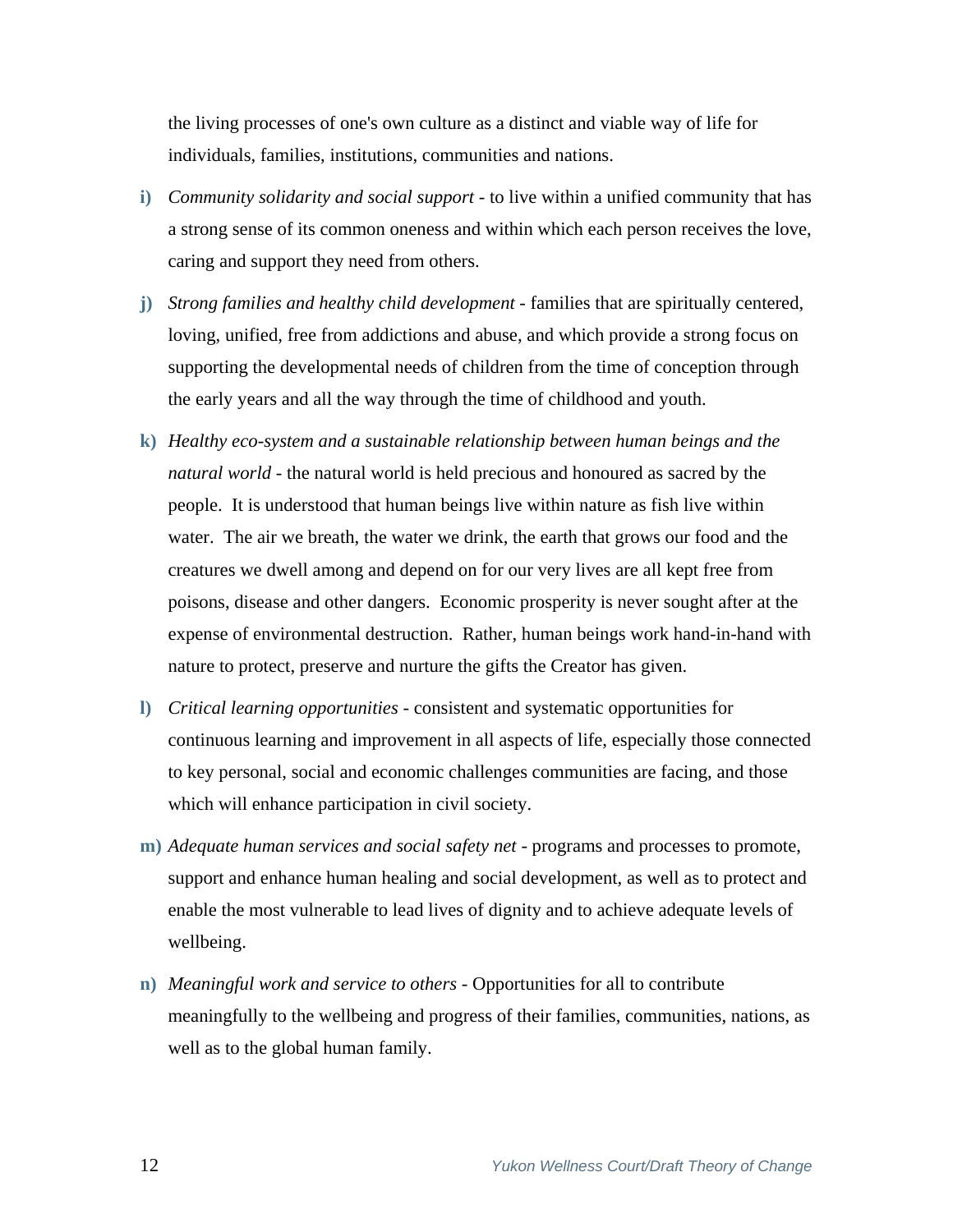the living processes of one's own culture as a distinct and viable way of life for individuals, families, institutions, communities and nations.

i) *Community solidarity and social support* - to live within a unified community that has a strong sense of its common oneness and within which each person receives the love, caring and support they need from others.

j) *Strong families and healthy child development* - families that are spiritually centered, loving, unified, free from addictions and abuse, and which provide a strong focus on supporting the developmental needs of children from the time of conception through the early years and all the way through the time of childhood and youth.

k) *Healthy eco-system and a sustainable relationship between human beings and the natural world* - the natural world is held precious and honoured as sacred by the people. It is understood that human beings live within nature as fish live within water. The air we breath, the water we drink, the earth that grows our food and the creatures we dwell among and depend on for our very lives are all kept free from poisons, disease and other dangers. Economic prosperity is never sought after at the expense of environmental destruction. Rather, human beings work hand-in-hand with nature to protect, preserve and nurture the gifts the Creator has given.

l) *Critical learning opportunities* - consistent and systematic opportunities for continuous learning and improvement in all aspects of life, especially those connected to key personal, social and economic challenges communities are facing, and those which will enhance participation in civil society.

m) *Adequate human services and social safety net* - programs and processes to promote, support and enhance human healing and social development, as well as to protect and enable the most vulnerable to lead lives of dignity and to achieve adequate levels of wellbeing.

n) *Meaningful work and service to others* - Opportunities for all to contribute meaningfully to the wellbeing and progress of their families, communities, nations, as well as to the global human family.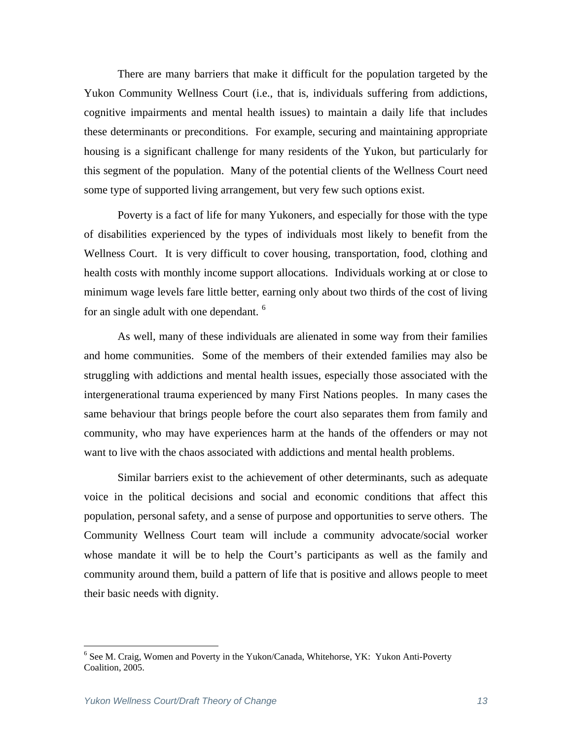There are many barriers that make it difficult for the population targeted by the Yukon Community Wellness Court (i.e., that is, individuals suffering from addictions, cognitive impairments and mental health issues) to maintain a daily life that includes these determinants or preconditions. For example, securing and maintaining appropriate housing is a significant challenge for many residents of the Yukon, but particularly for this segment of the population. Many of the potential clients of the Wellness Court need some type of supported living arrangement, but very few such options exist.

Poverty is a fact of life for many Yukoners, and especially for those with the type of disabilities experienced by the types of individuals most likely to benefit from the Wellness Court. It is very difficult to cover housing, transportation, food, clothing and health costs with monthly income support allocations. Individuals working at or close to minimum wage levels fare little better, earning only about two thirds of the cost of living for an single adult with one dependant. [6]

As well, many of these individuals are alienated in some way from their families and home communities. Some of the members of their extended families may also be struggling with addictions and mental health issues, especially those associated with the intergenerational trauma experienced by many First Nations peoples. In many cases the same behaviour that brings people before the court also separates them from family and community, who may have experiences harm at the hands of the offenders or may not want to live with the chaos associated with addictions and mental health problems.

Similar barriers exist to the achievement of other determinants, such as adequate voice in the political decisions and social and economic conditions that affect this population, personal safety, and a sense of purpose and opportunities to serve others. The Community Wellness Court team will include a community advocate/social worker whose mandate it will be to help the Court's participants as well as the family and community around them, build a pattern of life that is positive and allows people to meet their basic needs with dignity.

---

[6] See M. Craig, Women and Poverty in the Yukon/Canada, Whitehorse, YK: Yukon Anti-Poverty Coalition, 2005.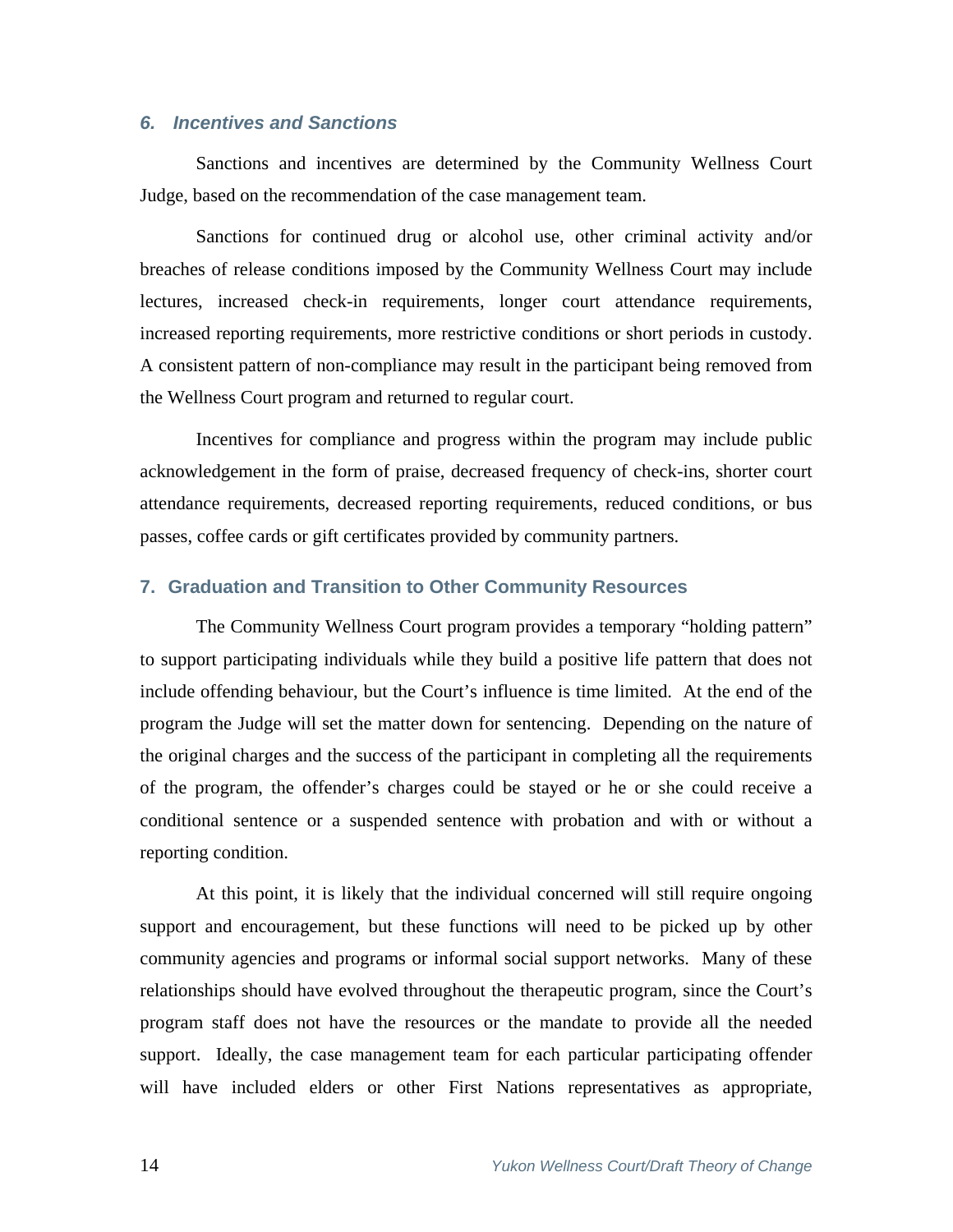### *6. Incentives and Sanctions*

Sanctions and incentives are determined by the Community Wellness Court Judge, based on the recommendation of the case management team.

Sanctions for continued drug or alcohol use, other criminal activity and/or breaches of release conditions imposed by the Community Wellness Court may include lectures, increased check-in requirements, longer court attendance requirements, increased reporting requirements, more restrictive conditions or short periods in custody. A consistent pattern of non-compliance may result in the participant being removed from the Wellness Court program and returned to regular court.

Incentives for compliance and progress within the program may include public acknowledgement in the form of praise, decreased frequency of check-ins, shorter court attendance requirements, decreased reporting requirements, reduced conditions, or bus passes, coffee cards or gift certificates provided by community partners.

### 7. Graduation and Transition to Other Community Resources

The Community Wellness Court program provides a temporary "holding pattern" to support participating individuals while they build a positive life pattern that does not include offending behaviour, but the Court's influence is time limited. At the end of the program the Judge will set the matter down for sentencing. Depending on the nature of the original charges and the success of the participant in completing all the requirements of the program, the offender's charges could be stayed or he or she could receive a conditional sentence or a suspended sentence with probation and with or without a reporting condition.

At this point, it is likely that the individual concerned will still require ongoing support and encouragement, but these functions will need to be picked up by other community agencies and programs or informal social support networks. Many of these relationships should have evolved throughout the therapeutic program, since the Court's program staff does not have the resources or the mandate to provide all the needed support. Ideally, the case management team for each particular participating offender will have included elders or other First Nations representatives as appropriate,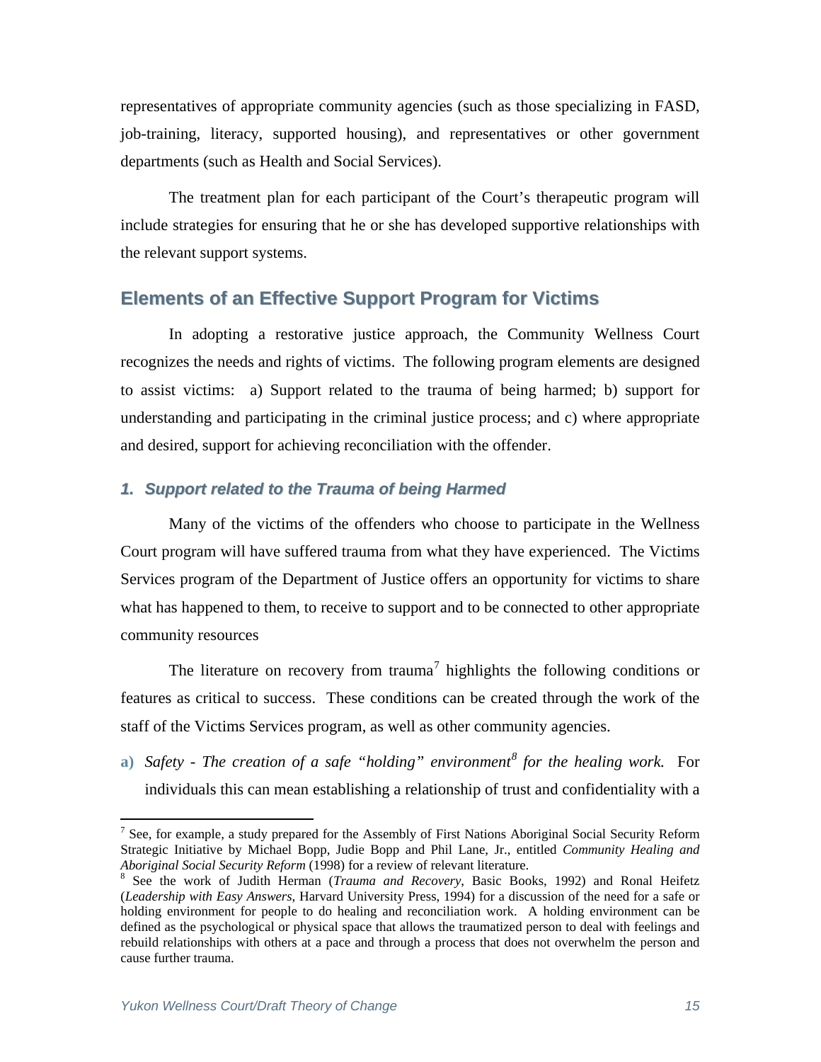representatives of appropriate community agencies (such as those specializing in FASD, job-training, literacy, supported housing), and representatives or other government departments (such as Health and Social Services).

The treatment plan for each participant of the Court's therapeutic program will include strategies for ensuring that he or she has developed supportive relationships with the relevant support systems.

## Elements of an Effective Support Program for Victims

In adopting a restorative justice approach, the Community Wellness Court recognizes the needs and rights of victims. The following program elements are designed to assist victims: a) Support related to the trauma of being harmed; b) support for understanding and participating in the criminal justice process; and c) where appropriate and desired, support for achieving reconciliation with the offender.

### *1. Support related to the Trauma of being Harmed*

Many of the victims of the offenders who choose to participate in the Wellness Court program will have suffered trauma from what they have experienced. The Victims Services program of the Department of Justice offers an opportunity for victims to share what has happened to them, to receive to support and to be connected to other appropriate community resources

The literature on recovery from trauma[7] highlights the following conditions or features as critical to success. These conditions can be created through the work of the staff of the Victims Services program, as well as other community agencies.

**a)** *Safety - The creation of a safe "holding" environment[8] for the healing work.* For individuals this can mean establishing a relationship of trust and confidentiality with a

---

[7] See, for example, a study prepared for the Assembly of First Nations Aboriginal Social Security Reform Strategic Initiative by Michael Bopp, Judie Bopp and Phil Lane, Jr., entitled *Community Healing and Aboriginal Social Security Reform* (1998) for a review of relevant literature.

[8] See the work of Judith Herman (*Trauma and Recovery*, Basic Books, 1992) and Ronal Heifetz (*Leadership with Easy Answers*, Harvard University Press, 1994) for a discussion of the need for a safe or holding environment for people to do healing and reconciliation work. A holding environment can be defined as the psychological or physical space that allows the traumatized person to deal with feelings and rebuild relationships with others at a pace and through a process that does not overwhelm the person and cause further trauma.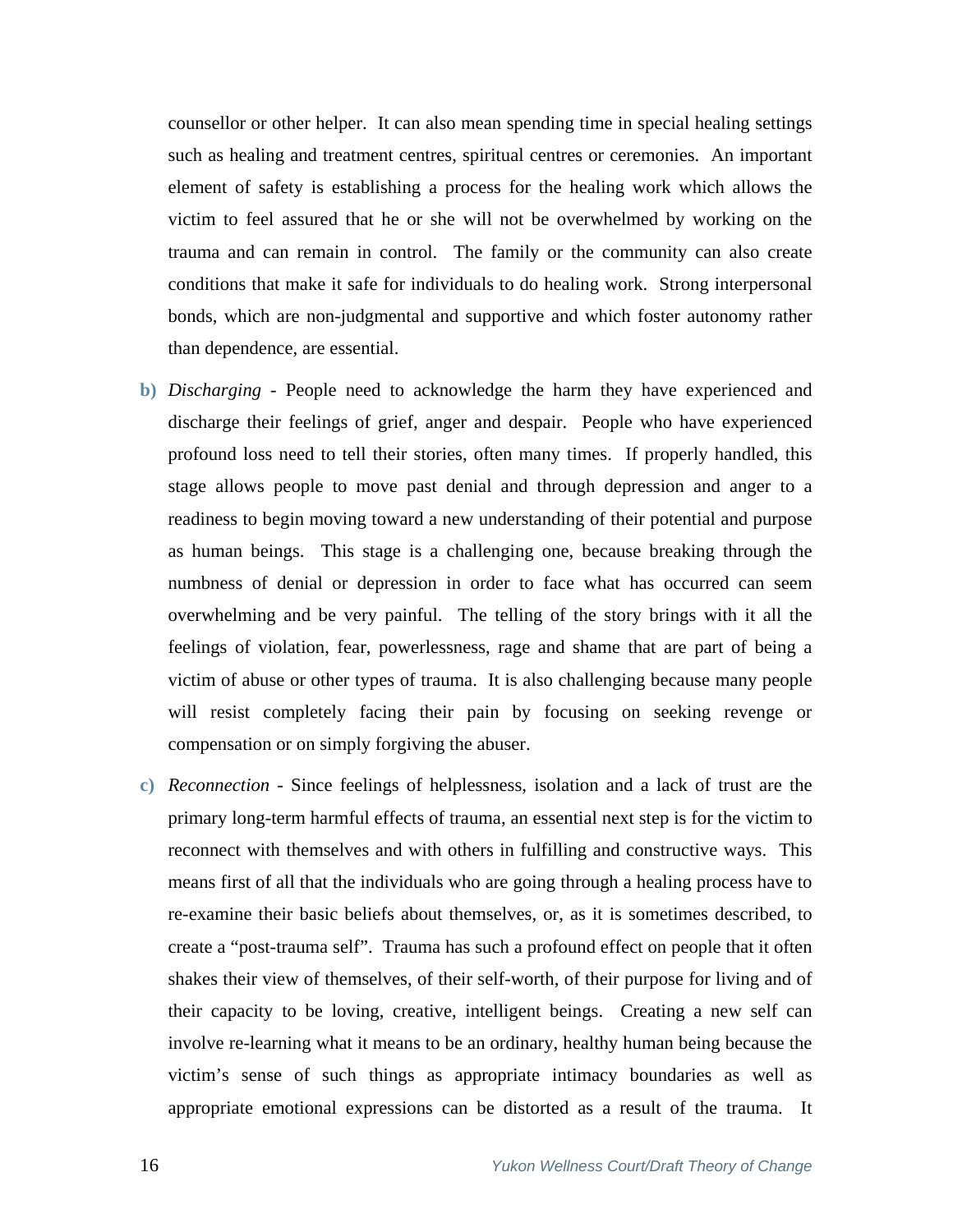counsellor or other helper. It can also mean spending time in special healing settings such as healing and treatment centres, spiritual centres or ceremonies. An important element of safety is establishing a process for the healing work which allows the victim to feel assured that he or she will not be overwhelmed by working on the trauma and can remain in control. The family or the community can also create conditions that make it safe for individuals to do healing work. Strong interpersonal bonds, which are non-judgmental and supportive and which foster autonomy rather than dependence, are essential.

b) *Discharging* - People need to acknowledge the harm they have experienced and discharge their feelings of grief, anger and despair. People who have experienced profound loss need to tell their stories, often many times. If properly handled, this stage allows people to move past denial and through depression and anger to a readiness to begin moving toward a new understanding of their potential and purpose as human beings. This stage is a challenging one, because breaking through the numbness of denial or depression in order to face what has occurred can seem overwhelming and be very painful. The telling of the story brings with it all the feelings of violation, fear, powerlessness, rage and shame that are part of being a victim of abuse or other types of trauma. It is also challenging because many people will resist completely facing their pain by focusing on seeking revenge or compensation or on simply forgiving the abuser.

c) *Reconnection* - Since feelings of helplessness, isolation and a lack of trust are the primary long-term harmful effects of trauma, an essential next step is for the victim to reconnect with themselves and with others in fulfilling and constructive ways. This means first of all that the individuals who are going through a healing process have to re-examine their basic beliefs about themselves, or, as it is sometimes described, to create a "post-trauma self". Trauma has such a profound effect on people that it often shakes their view of themselves, of their self-worth, of their purpose for living and of their capacity to be loving, creative, intelligent beings. Creating a new self can involve re-learning what it means to be an ordinary, healthy human being because the victim's sense of such things as appropriate intimacy boundaries as well as appropriate emotional expressions can be distorted as a result of the trauma. It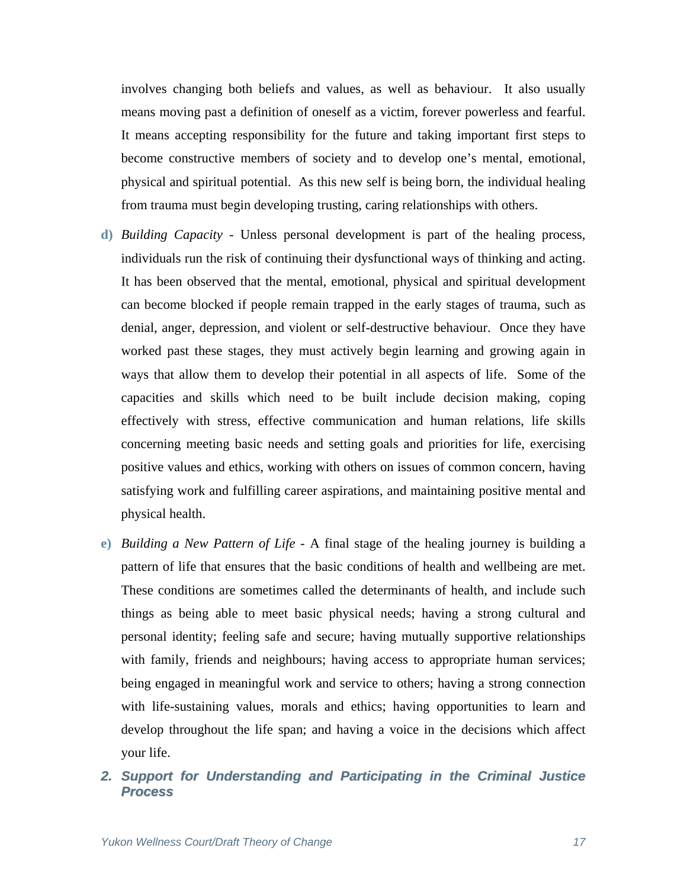involves changing both beliefs and values, as well as behaviour. It also usually means moving past a definition of oneself as a victim, forever powerless and fearful. It means accepting responsibility for the future and taking important first steps to become constructive members of society and to develop one's mental, emotional, physical and spiritual potential. As this new self is being born, the individual healing from trauma must begin developing trusting, caring relationships with others.

d) *Building Capacity* - Unless personal development is part of the healing process, individuals run the risk of continuing their dysfunctional ways of thinking and acting. It has been observed that the mental, emotional, physical and spiritual development can become blocked if people remain trapped in the early stages of trauma, such as denial, anger, depression, and violent or self-destructive behaviour. Once they have worked past these stages, they must actively begin learning and growing again in ways that allow them to develop their potential in all aspects of life. Some of the capacities and skills which need to be built include decision making, coping effectively with stress, effective communication and human relations, life skills concerning meeting basic needs and setting goals and priorities for life, exercising positive values and ethics, working with others on issues of common concern, having satisfying work and fulfilling career aspirations, and maintaining positive mental and physical health.

e) *Building a New Pattern of Life* - A final stage of the healing journey is building a pattern of life that ensures that the basic conditions of health and wellbeing are met. These conditions are sometimes called the determinants of health, and include such things as being able to meet basic physical needs; having a strong cultural and personal identity; feeling safe and secure; having mutually supportive relationships with family, friends and neighbours; having access to appropriate human services; being engaged in meaningful work and service to others; having a strong connection with life-sustaining values, morals and ethics; having opportunities to learn and develop throughout the life span; and having a voice in the decisions which affect your life.

### 2. Support for Understanding and Participating in the Criminal Justice Process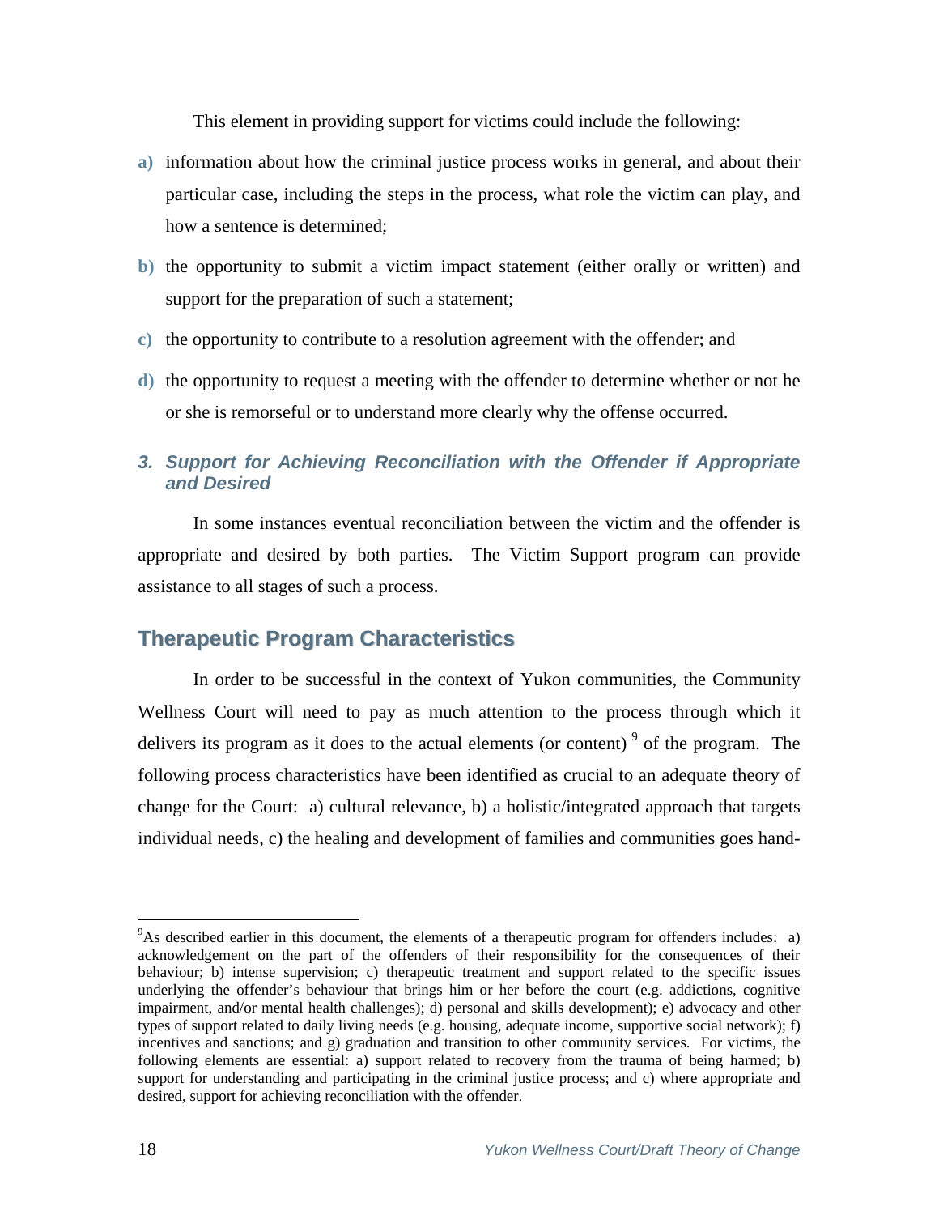This element in providing support for victims could include the following:

a) information about how the criminal justice process works in general, and about their particular case, including the steps in the process, what role the victim can play, and how a sentence is determined;

b) the opportunity to submit a victim impact statement (either orally or written) and support for the preparation of such a statement;

c) the opportunity to contribute to a resolution agreement with the offender; and

d) the opportunity to request a meeting with the offender to determine whether or not he or she is remorseful or to understand more clearly why the offense occurred.

### *3. Support for Achieving Reconciliation with the Offender if Appropriate and Desired*

In some instances eventual reconciliation between the victim and the offender is appropriate and desired by both parties. The Victim Support program can provide assistance to all stages of such a process.

## Therapeutic Program Characteristics

In order to be successful in the context of Yukon communities, the Community Wellness Court will need to pay as much attention to the process through which it delivers its program as it does to the actual elements (or content) [9] of the program. The following process characteristics have been identified as crucial to an adequate theory of change for the Court: a) cultural relevance, b) a holistic/integrated approach that targets individual needs, c) the healing and development of families and communities goes hand-

---

[9] As described earlier in this document, the elements of a therapeutic program for offenders includes: a) acknowledgement on the part of the offenders of their responsibility for the consequences of their behaviour; b) intense supervision; c) therapeutic treatment and support related to the specific issues underlying the offender's behaviour that brings him or her before the court (e.g. addictions, cognitive impairment, and/or mental health challenges); d) personal and skills development); e) advocacy and other types of support related to daily living needs (e.g. housing, adequate income, supportive social network); f) incentives and sanctions; and g) graduation and transition to other community services. For victims, the following elements are essential: a) support related to recovery from the trauma of being harmed; b) support for understanding and participating in the criminal justice process; and c) where appropriate and desired, support for achieving reconciliation with the offender.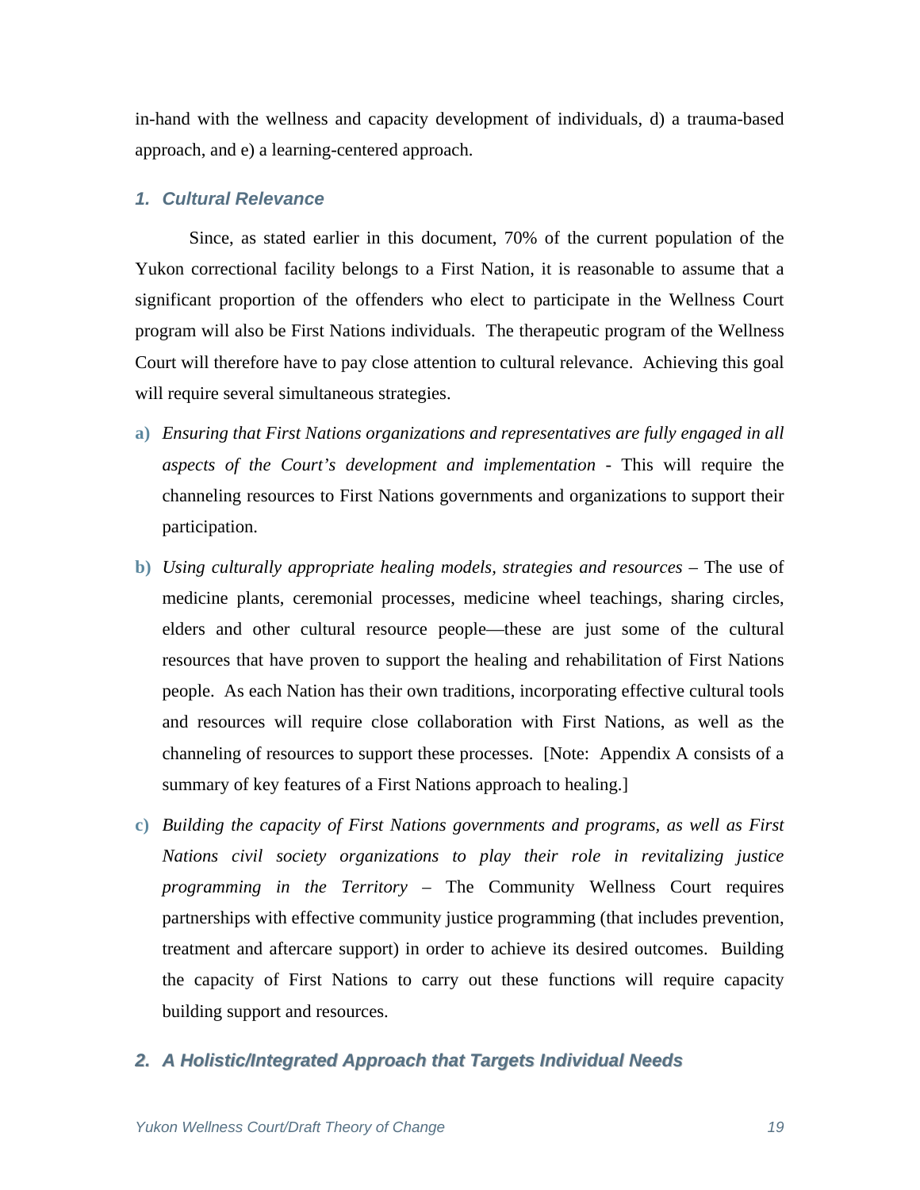in-hand with the wellness and capacity development of individuals, d) a trauma-based approach, and e) a learning-centered approach.

### *1. Cultural Relevance*

Since, as stated earlier in this document, 70% of the current population of the Yukon correctional facility belongs to a First Nation, it is reasonable to assume that a significant proportion of the offenders who elect to participate in the Wellness Court program will also be First Nations individuals. The therapeutic program of the Wellness Court will therefore have to pay close attention to cultural relevance. Achieving this goal will require several simultaneous strategies.

**a)** *Ensuring that First Nations organizations and representatives are fully engaged in all aspects of the Court's development and implementation* - This will require the channeling resources to First Nations governments and organizations to support their participation.

**b)** *Using culturally appropriate healing models, strategies and resources* – The use of medicine plants, ceremonial processes, medicine wheel teachings, sharing circles, elders and other cultural resource people—these are just some of the cultural resources that have proven to support the healing and rehabilitation of First Nations people. As each Nation has their own traditions, incorporating effective cultural tools and resources will require close collaboration with First Nations, as well as the channeling of resources to support these processes. [Note: Appendix A consists of a summary of key features of a First Nations approach to healing.]

**c)** *Building the capacity of First Nations governments and programs, as well as First Nations civil society organizations to play their role in revitalizing justice programming in the Territory* – The Community Wellness Court requires partnerships with effective community justice programming (that includes prevention, treatment and aftercare support) in order to achieve its desired outcomes. Building the capacity of First Nations to carry out these functions will require capacity building support and resources.

### *2. A Holistic/Integrated Approach that Targets Individual Needs*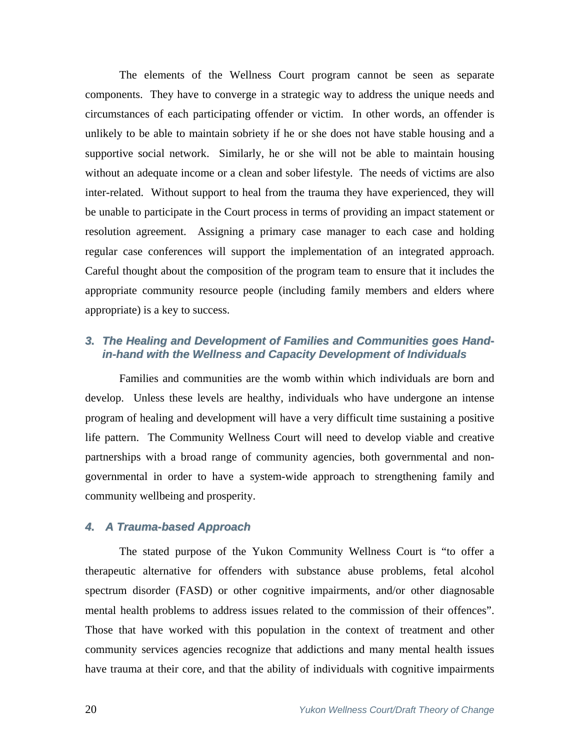The elements of the Wellness Court program cannot be seen as separate components. They have to converge in a strategic way to address the unique needs and circumstances of each participating offender or victim. In other words, an offender is unlikely to be able to maintain sobriety if he or she does not have stable housing and a supportive social network. Similarly, he or she will not be able to maintain housing without an adequate income or a clean and sober lifestyle. The needs of victims are also inter-related. Without support to heal from the trauma they have experienced, they will be unable to participate in the Court process in terms of providing an impact statement or resolution agreement. Assigning a primary case manager to each case and holding regular case conferences will support the implementation of an integrated approach. Careful thought about the composition of the program team to ensure that it includes the appropriate community resource people (including family members and elders where appropriate) is a key to success.

### *3. The Healing and Development of Families and Communities goes Hand-in-hand with the Wellness and Capacity Development of Individuals*

Families and communities are the womb within which individuals are born and develop. Unless these levels are healthy, individuals who have undergone an intense program of healing and development will have a very difficult time sustaining a positive life pattern. The Community Wellness Court will need to develop viable and creative partnerships with a broad range of community agencies, both governmental and non-governmental in order to have a system-wide approach to strengthening family and community wellbeing and prosperity.

### *4. A Trauma-based Approach*

The stated purpose of the Yukon Community Wellness Court is "to offer a therapeutic alternative for offenders with substance abuse problems, fetal alcohol spectrum disorder (FASD) or other cognitive impairments, and/or other diagnosable mental health problems to address issues related to the commission of their offences". Those that have worked with this population in the context of treatment and other community services agencies recognize that addictions and many mental health issues have trauma at their core, and that the ability of individuals with cognitive impairments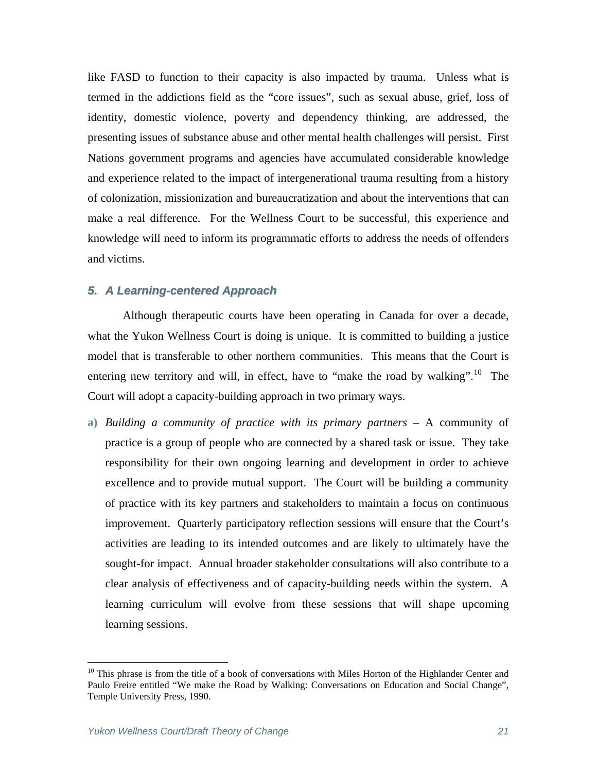like FASD to function to their capacity is also impacted by trauma. Unless what is termed in the addictions field as the "core issues", such as sexual abuse, grief, loss of identity, domestic violence, poverty and dependency thinking, are addressed, the presenting issues of substance abuse and other mental health challenges will persist. First Nations government programs and agencies have accumulated considerable knowledge and experience related to the impact of intergenerational trauma resulting from a history of colonization, missionization and bureaucratization and about the interventions that can make a real difference. For the Wellness Court to be successful, this experience and knowledge will need to inform its programmatic efforts to address the needs of offenders and victims.

### *5. A Learning-centered Approach*

Although therapeutic courts have been operating in Canada for over a decade, what the Yukon Wellness Court is doing is unique. It is committed to building a justice model that is transferable to other northern communities. This means that the Court is entering new territory and will, in effect, have to "make the road by walking".[10] The Court will adopt a capacity-building approach in two primary ways.

a) *Building a community of practice with its primary partners* – A community of practice is a group of people who are connected by a shared task or issue. They take responsibility for their own ongoing learning and development in order to achieve excellence and to provide mutual support. The Court will be building a community of practice with its key partners and stakeholders to maintain a focus on continuous improvement. Quarterly participatory reflection sessions will ensure that the Court's activities are leading to its intended outcomes and are likely to ultimately have the sought-for impact. Annual broader stakeholder consultations will also contribute to a clear analysis of effectiveness and of capacity-building needs within the system. A learning curriculum will evolve from these sessions that will shape upcoming learning sessions.

---

[10] This phrase is from the title of a book of conversations with Miles Horton of the Highlander Center and Paulo Freire entitled "We make the Road by Walking: Conversations on Education and Social Change", Temple University Press, 1990.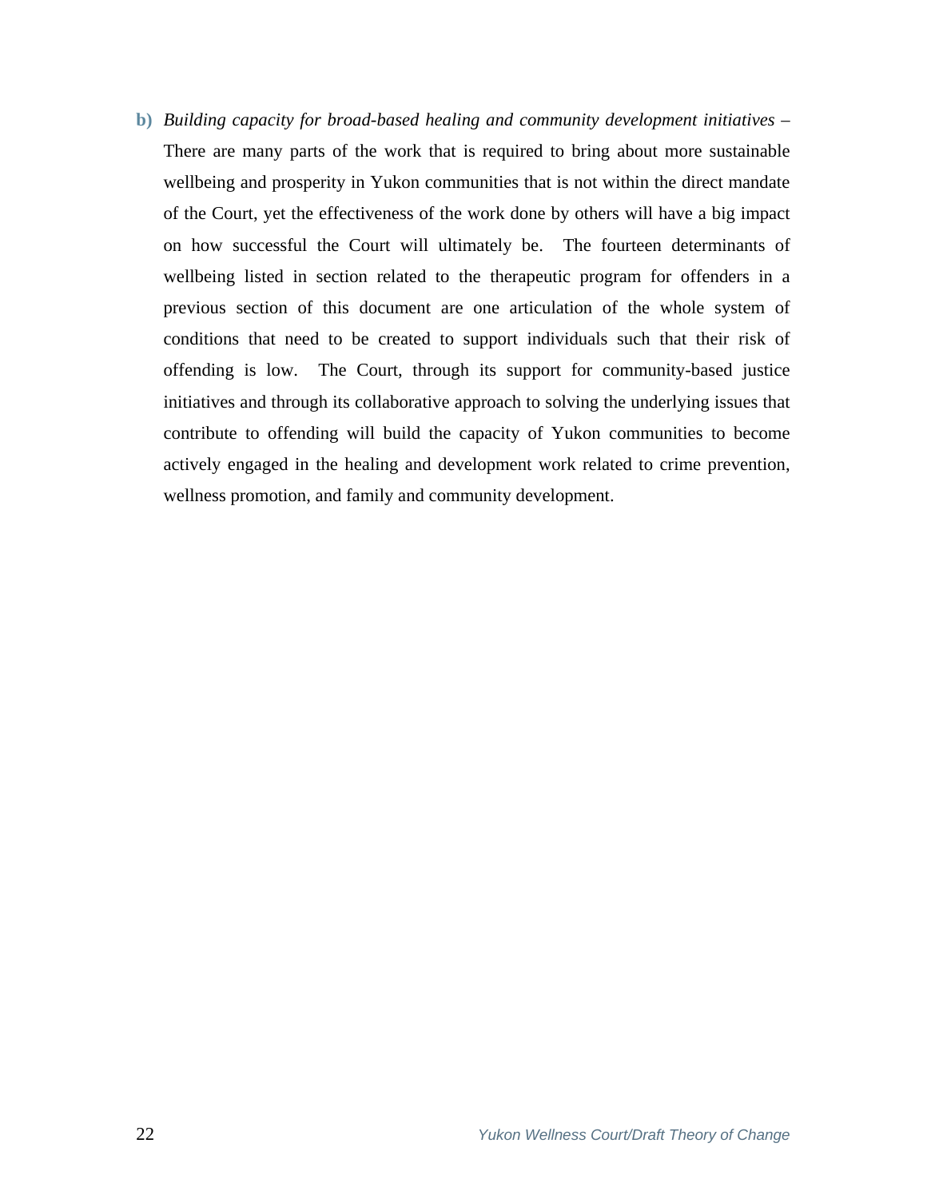**b)** *Building capacity for broad-based healing and community development initiatives* – There are many parts of the work that is required to bring about more sustainable wellbeing and prosperity in Yukon communities that is not within the direct mandate of the Court, yet the effectiveness of the work done by others will have a big impact on how successful the Court will ultimately be. The fourteen determinants of wellbeing listed in section related to the therapeutic program for offenders in a previous section of this document are one articulation of the whole system of conditions that need to be created to support individuals such that their risk of offending is low. The Court, through its support for community-based justice initiatives and through its collaborative approach to solving the underlying issues that contribute to offending will build the capacity of Yukon communities to become actively engaged in the healing and development work related to crime prevention, wellness promotion, and family and community development.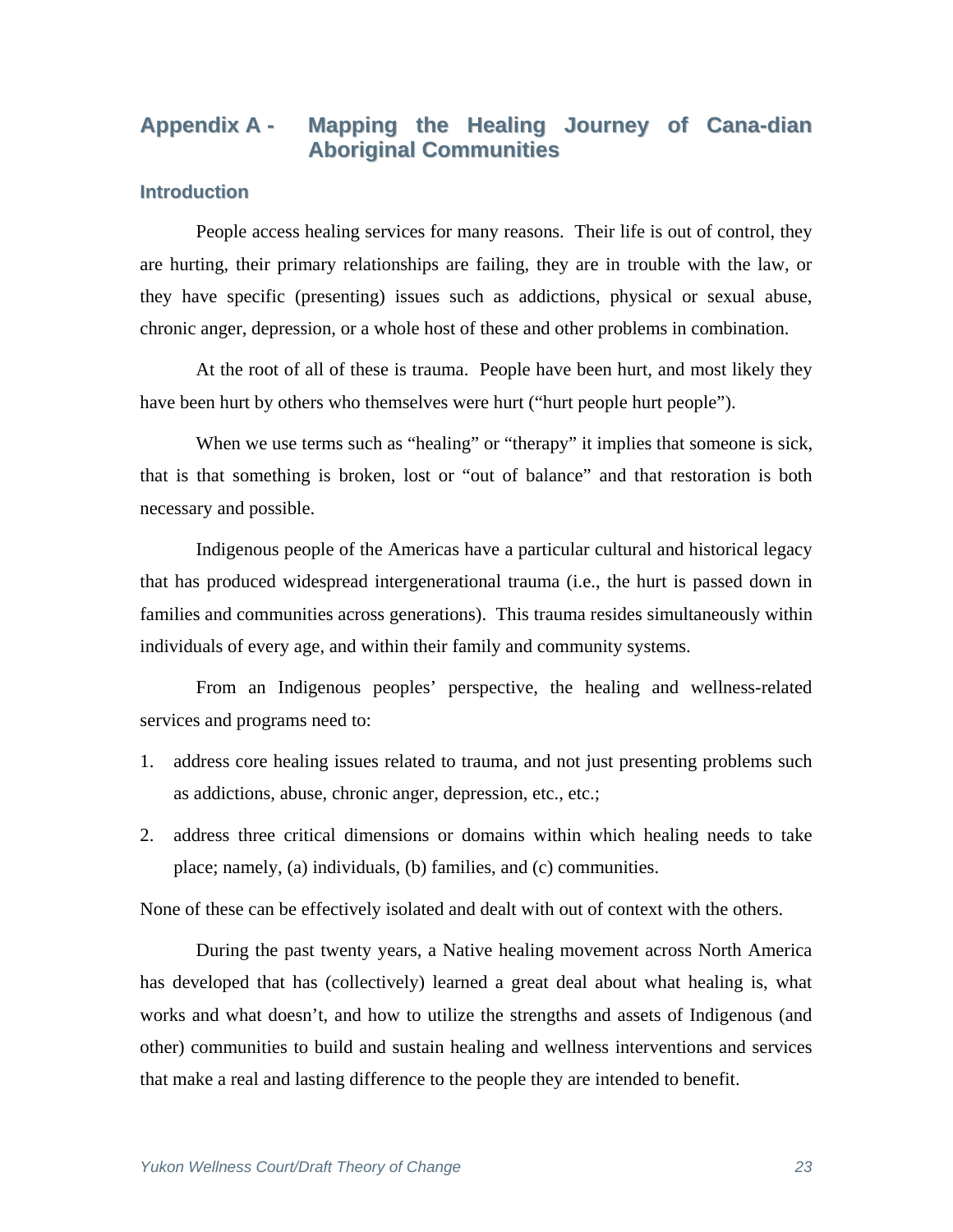# Appendix A - Mapping the Healing Journey of Cana-dian Aboriginal Communities

## Introduction

People access healing services for many reasons. Their life is out of control, they are hurting, their primary relationships are failing, they are in trouble with the law, or they have specific (presenting) issues such as addictions, physical or sexual abuse, chronic anger, depression, or a whole host of these and other problems in combination.

At the root of all of these is trauma. People have been hurt, and most likely they have been hurt by others who themselves were hurt ("hurt people hurt people").

When we use terms such as "healing" or "therapy" it implies that someone is sick, that is that something is broken, lost or "out of balance" and that restoration is both necessary and possible.

Indigenous people of the Americas have a particular cultural and historical legacy that has produced widespread intergenerational trauma (i.e., the hurt is passed down in families and communities across generations). This trauma resides simultaneously within individuals of every age, and within their family and community systems.

From an Indigenous peoples' perspective, the healing and wellness-related services and programs need to:

1. address core healing issues related to trauma, and not just presenting problems such as addictions, abuse, chronic anger, depression, etc., etc.;
2. address three critical dimensions or domains within which healing needs to take place; namely, (a) individuals, (b) families, and (c) communities.

None of these can be effectively isolated and dealt with out of context with the others.

During the past twenty years, a Native healing movement across North America has developed that has (collectively) learned a great deal about what healing is, what works and what doesn't, and how to utilize the strengths and assets of Indigenous (and other) communities to build and sustain healing and wellness interventions and services that make a real and lasting difference to the people they are intended to benefit.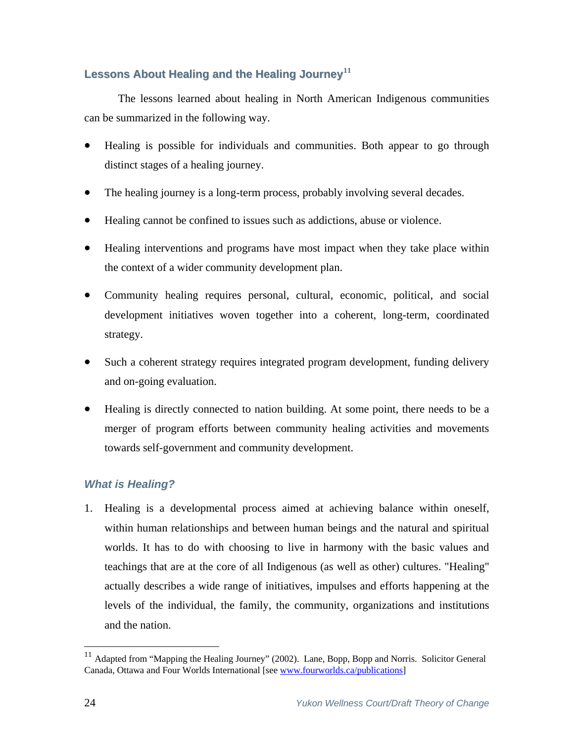## Lessons About Healing and the Healing Journey[11]

The lessons learned about healing in North American Indigenous communities can be summarized in the following way.

- Healing is possible for individuals and communities. Both appear to go through distinct stages of a healing journey.
- The healing journey is a long-term process, probably involving several decades.
- Healing cannot be confined to issues such as addictions, abuse or violence.
- Healing interventions and programs have most impact when they take place within the context of a wider community development plan.
- Community healing requires personal, cultural, economic, political, and social development initiatives woven together into a coherent, long-term, coordinated strategy.
- Such a coherent strategy requires integrated program development, funding delivery and on-going evaluation.
- Healing is directly connected to nation building. At some point, there needs to be a merger of program efforts between community healing activities and movements towards self-government and community development.

### *What is Healing?*

1. Healing is a developmental process aimed at achieving balance within oneself, within human relationships and between human beings and the natural and spiritual worlds. It has to do with choosing to live in harmony with the basic values and teachings that are at the core of all Indigenous (as well as other) cultures. "Healing" actually describes a wide range of initiatives, impulses and efforts happening at the levels of the individual, the family, the community, organizations and institutions and the nation.

---

[11] Adapted from "Mapping the Healing Journey" (2002). Lane, Bopp, Bopp and Norris. Solicitor General Canada, Ottawa and Four Worlds International [see www.fourworlds.ca/publications]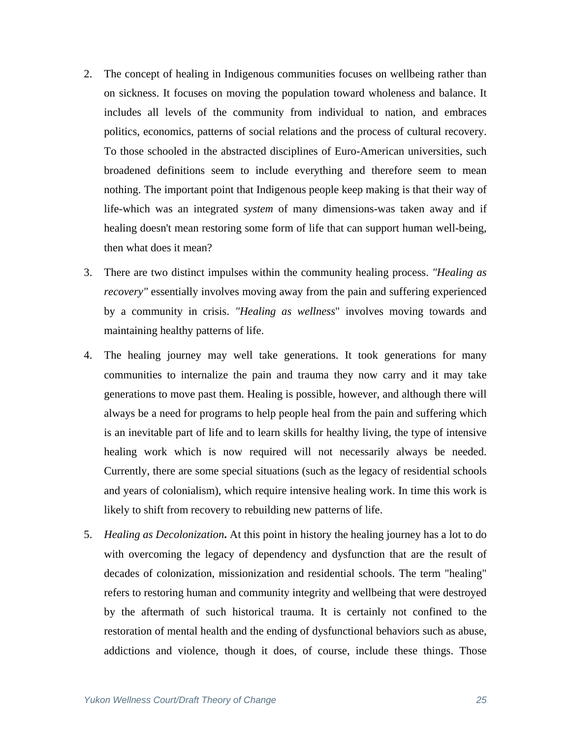2. The concept of healing in Indigenous communities focuses on wellbeing rather than on sickness. It focuses on moving the population toward wholeness and balance. It includes all levels of the community from individual to nation, and embraces politics, economics, patterns of social relations and the process of cultural recovery. To those schooled in the abstracted disciplines of Euro-American universities, such broadened definitions seem to include everything and therefore seem to mean nothing. The important point that Indigenous people keep making is that their way of life-which was an integrated *system* of many dimensions-was taken away and if healing doesn't mean restoring some form of life that can support human well-being, then what does it mean?

3. There are two distinct impulses within the community healing process. *"Healing as recovery"* essentially involves moving away from the pain and suffering experienced by a community in crisis. *"Healing as wellness*" involves moving towards and maintaining healthy patterns of life.

4. The healing journey may well take generations. It took generations for many communities to internalize the pain and trauma they now carry and it may take generations to move past them. Healing is possible, however, and although there will always be a need for programs to help people heal from the pain and suffering which is an inevitable part of life and to learn skills for healthy living, the type of intensive healing work which is now required will not necessarily always be needed. Currently, there are some special situations (such as the legacy of residential schools and years of colonialism), which require intensive healing work. In time this work is likely to shift from recovery to rebuilding new patterns of life.

5. *Healing as Decolonization***.** At this point in history the healing journey has a lot to do with overcoming the legacy of dependency and dysfunction that are the result of decades of colonization, missionization and residential schools. The term "healing" refers to restoring human and community integrity and wellbeing that were destroyed by the aftermath of such historical trauma. It is certainly not confined to the restoration of mental health and the ending of dysfunctional behaviors such as abuse, addictions and violence, though it does, of course, include these things. Those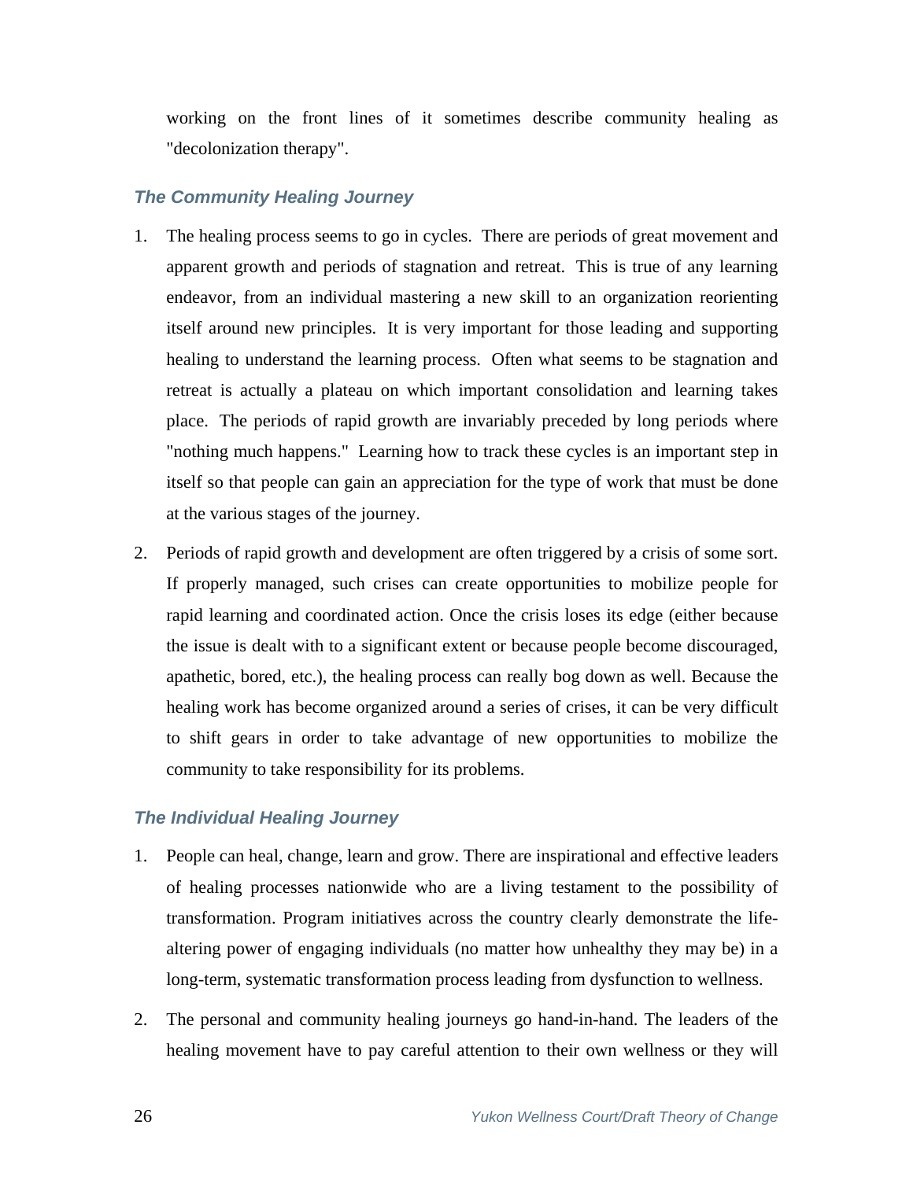working on the front lines of it sometimes describe community healing as "decolonization therapy".

### *The Community Healing Journey*

1. The healing process seems to go in cycles. There are periods of great movement and apparent growth and periods of stagnation and retreat. This is true of any learning endeavor, from an individual mastering a new skill to an organization reorienting itself around new principles. It is very important for those leading and supporting healing to understand the learning process. Often what seems to be stagnation and retreat is actually a plateau on which important consolidation and learning takes place. The periods of rapid growth are invariably preceded by long periods where "nothing much happens." Learning how to track these cycles is an important step in itself so that people can gain an appreciation for the type of work that must be done at the various stages of the journey.

2. Periods of rapid growth and development are often triggered by a crisis of some sort. If properly managed, such crises can create opportunities to mobilize people for rapid learning and coordinated action. Once the crisis loses its edge (either because the issue is dealt with to a significant extent or because people become discouraged, apathetic, bored, etc.), the healing process can really bog down as well. Because the healing work has become organized around a series of crises, it can be very difficult to shift gears in order to take advantage of new opportunities to mobilize the community to take responsibility for its problems.

### *The Individual Healing Journey*

1. People can heal, change, learn and grow. There are inspirational and effective leaders of healing processes nationwide who are a living testament to the possibility of transformation. Program initiatives across the country clearly demonstrate the life-altering power of engaging individuals (no matter how unhealthy they may be) in a long-term, systematic transformation process leading from dysfunction to wellness.

2. The personal and community healing journeys go hand-in-hand. The leaders of the healing movement have to pay careful attention to their own wellness or they will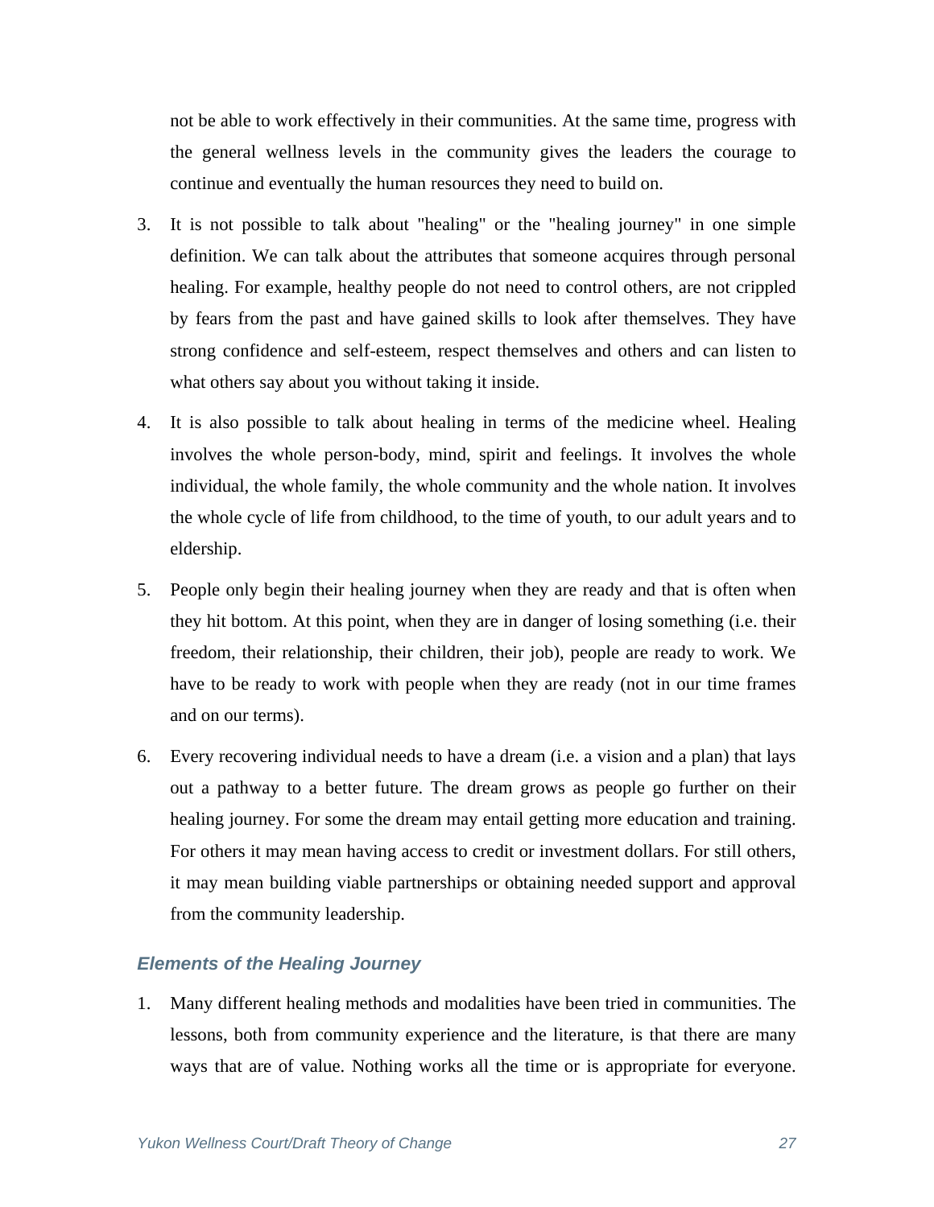not be able to work effectively in their communities. At the same time, progress with the general wellness levels in the community gives the leaders the courage to continue and eventually the human resources they need to build on.

3. It is not possible to talk about "healing" or the "healing journey" in one simple definition. We can talk about the attributes that someone acquires through personal healing. For example, healthy people do not need to control others, are not crippled by fears from the past and have gained skills to look after themselves. They have strong confidence and self-esteem, respect themselves and others and can listen to what others say about you without taking it inside.

4. It is also possible to talk about healing in terms of the medicine wheel. Healing involves the whole person-body, mind, spirit and feelings. It involves the whole individual, the whole family, the whole community and the whole nation. It involves the whole cycle of life from childhood, to the time of youth, to our adult years and to eldership.

5. People only begin their healing journey when they are ready and that is often when they hit bottom. At this point, when they are in danger of losing something (i.e. their freedom, their relationship, their children, their job), people are ready to work. We have to be ready to work with people when they are ready (not in our time frames and on our terms).

6. Every recovering individual needs to have a dream (i.e. a vision and a plan) that lays out a pathway to a better future. The dream grows as people go further on their healing journey. For some the dream may entail getting more education and training. For others it may mean having access to credit or investment dollars. For still others, it may mean building viable partnerships or obtaining needed support and approval from the community leadership.

### *Elements of the Healing Journey*

1. Many different healing methods and modalities have been tried in communities. The lessons, both from community experience and the literature, is that there are many ways that are of value. Nothing works all the time or is appropriate for everyone.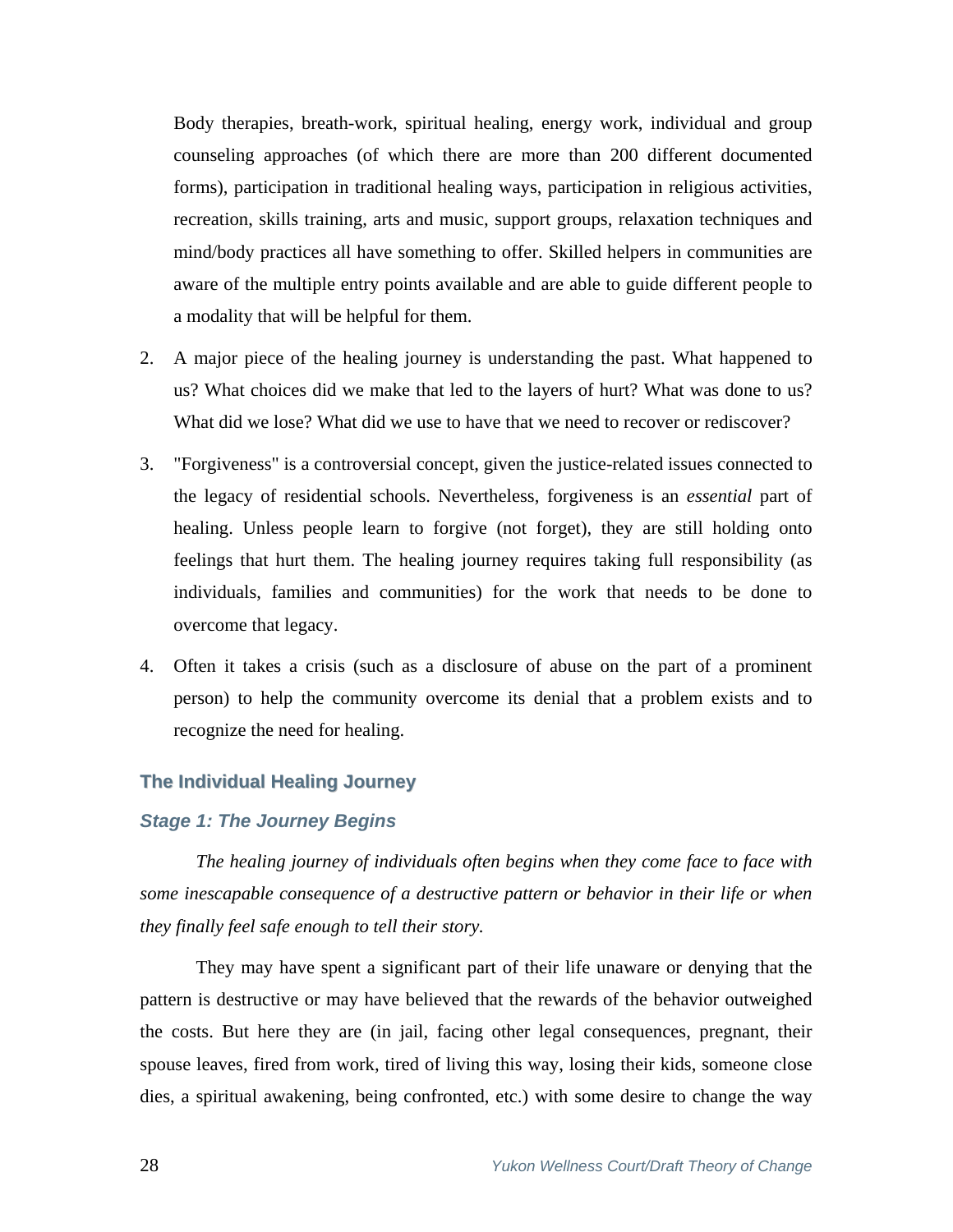Body therapies, breath-work, spiritual healing, energy work, individual and group counseling approaches (of which there are more than 200 different documented forms), participation in traditional healing ways, participation in religious activities, recreation, skills training, arts and music, support groups, relaxation techniques and mind/body practices all have something to offer. Skilled helpers in communities are aware of the multiple entry points available and are able to guide different people to a modality that will be helpful for them.

2. A major piece of the healing journey is understanding the past. What happened to us? What choices did we make that led to the layers of hurt? What was done to us? What did we lose? What did we use to have that we need to recover or rediscover?

3. "Forgiveness" is a controversial concept, given the justice-related issues connected to the legacy of residential schools. Nevertheless, forgiveness is an *essential* part of healing. Unless people learn to forgive (not forget), they are still holding onto feelings that hurt them. The healing journey requires taking full responsibility (as individuals, families and communities) for the work that needs to be done to overcome that legacy.

4. Often it takes a crisis (such as a disclosure of abuse on the part of a prominent person) to help the community overcome its denial that a problem exists and to recognize the need for healing.

## The Individual Healing Journey

### *Stage 1: The Journey Begins*

*The healing journey of individuals often begins when they come face to face with some inescapable consequence of a destructive pattern or behavior in their life or when they finally feel safe enough to tell their story.*

They may have spent a significant part of their life unaware or denying that the pattern is destructive or may have believed that the rewards of the behavior outweighed the costs. But here they are (in jail, facing other legal consequences, pregnant, their spouse leaves, fired from work, tired of living this way, losing their kids, someone close dies, a spiritual awakening, being confronted, etc.) with some desire to change the way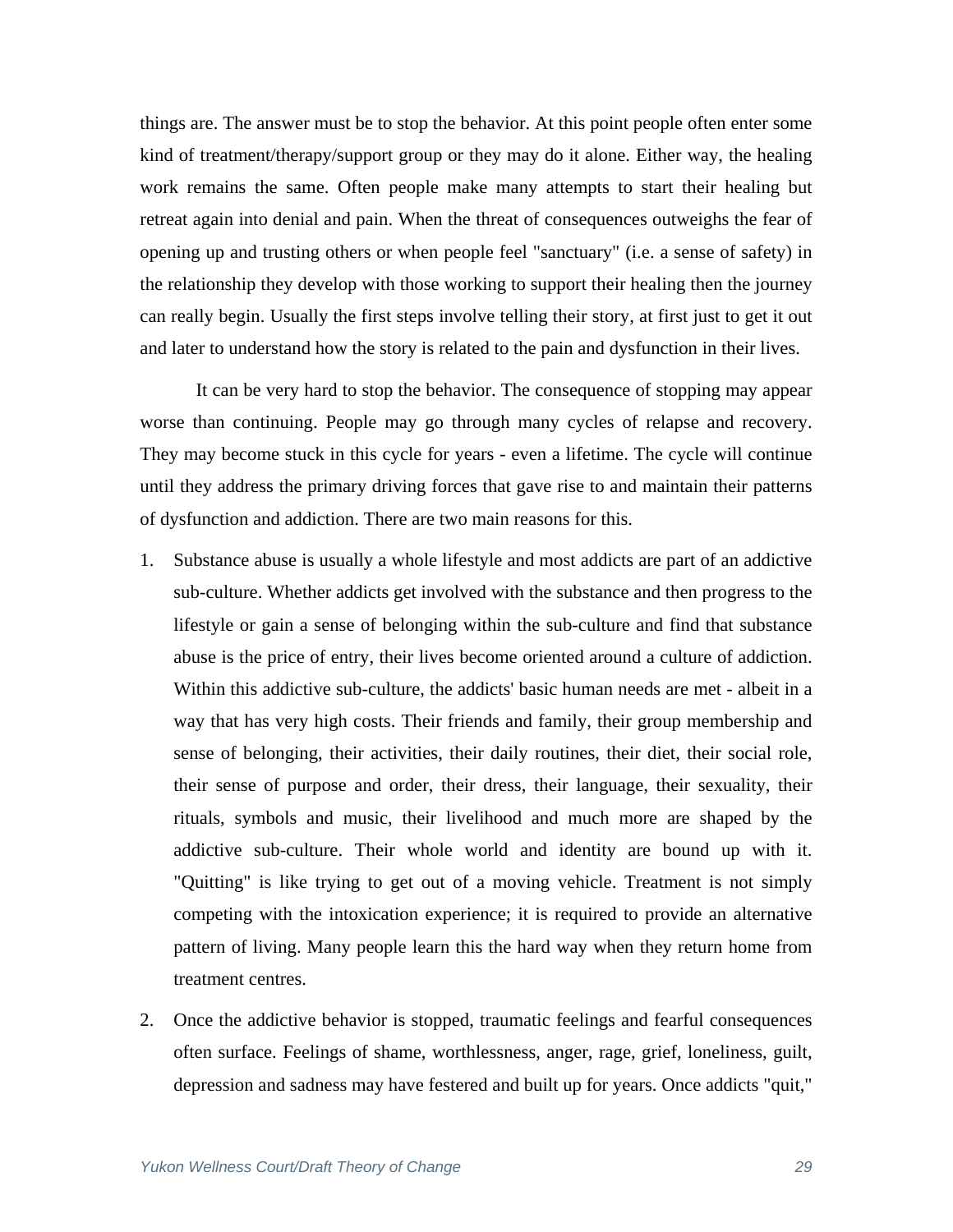things are. The answer must be to stop the behavior. At this point people often enter some kind of treatment/therapy/support group or they may do it alone. Either way, the healing work remains the same. Often people make many attempts to start their healing but retreat again into denial and pain. When the threat of consequences outweighs the fear of opening up and trusting others or when people feel "sanctuary" (i.e. a sense of safety) in the relationship they develop with those working to support their healing then the journey can really begin. Usually the first steps involve telling their story, at first just to get it out and later to understand how the story is related to the pain and dysfunction in their lives.

It can be very hard to stop the behavior. The consequence of stopping may appear worse than continuing. People may go through many cycles of relapse and recovery. They may become stuck in this cycle for years - even a lifetime. The cycle will continue until they address the primary driving forces that gave rise to and maintain their patterns of dysfunction and addiction. There are two main reasons for this.

1. Substance abuse is usually a whole lifestyle and most addicts are part of an addictive sub-culture. Whether addicts get involved with the substance and then progress to the lifestyle or gain a sense of belonging within the sub-culture and find that substance abuse is the price of entry, their lives become oriented around a culture of addiction. Within this addictive sub-culture, the addicts' basic human needs are met - albeit in a way that has very high costs. Their friends and family, their group membership and sense of belonging, their activities, their daily routines, their diet, their social role, their sense of purpose and order, their dress, their language, their sexuality, their rituals, symbols and music, their livelihood and much more are shaped by the addictive sub-culture. Their whole world and identity are bound up with it. "Quitting" is like trying to get out of a moving vehicle. Treatment is not simply competing with the intoxication experience; it is required to provide an alternative pattern of living. Many people learn this the hard way when they return home from treatment centres.

2. Once the addictive behavior is stopped, traumatic feelings and fearful consequences often surface. Feelings of shame, worthlessness, anger, rage, grief, loneliness, guilt, depression and sadness may have festered and built up for years. Once addicts "quit,"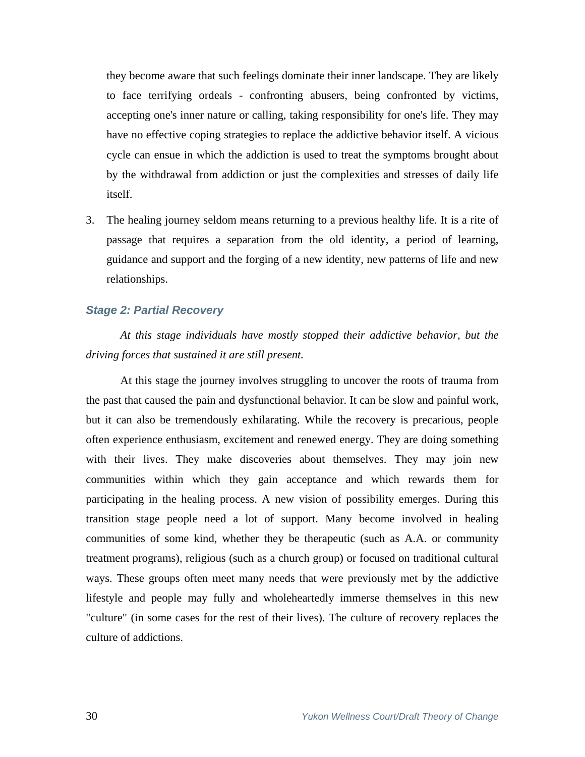they become aware that such feelings dominate their inner landscape. They are likely to face terrifying ordeals - confronting abusers, being confronted by victims, accepting one's inner nature or calling, taking responsibility for one's life. They may have no effective coping strategies to replace the addictive behavior itself. A vicious cycle can ensue in which the addiction is used to treat the symptoms brought about by the withdrawal from addiction or just the complexities and stresses of daily life itself.

3. The healing journey seldom means returning to a previous healthy life. It is a rite of passage that requires a separation from the old identity, a period of learning, guidance and support and the forging of a new identity, new patterns of life and new relationships.

### Stage 2: Partial Recovery

*At this stage individuals have mostly stopped their addictive behavior, but the driving forces that sustained it are still present.*

At this stage the journey involves struggling to uncover the roots of trauma from the past that caused the pain and dysfunctional behavior. It can be slow and painful work, but it can also be tremendously exhilarating. While the recovery is precarious, people often experience enthusiasm, excitement and renewed energy. They are doing something with their lives. They make discoveries about themselves. They may join new communities within which they gain acceptance and which rewards them for participating in the healing process. A new vision of possibility emerges. During this transition stage people need a lot of support. Many become involved in healing communities of some kind, whether they be therapeutic (such as A.A. or community treatment programs), religious (such as a church group) or focused on traditional cultural ways. These groups often meet many needs that were previously met by the addictive lifestyle and people may fully and wholeheartedly immerse themselves in this new "culture" (in some cases for the rest of their lives). The culture of recovery replaces the culture of addictions.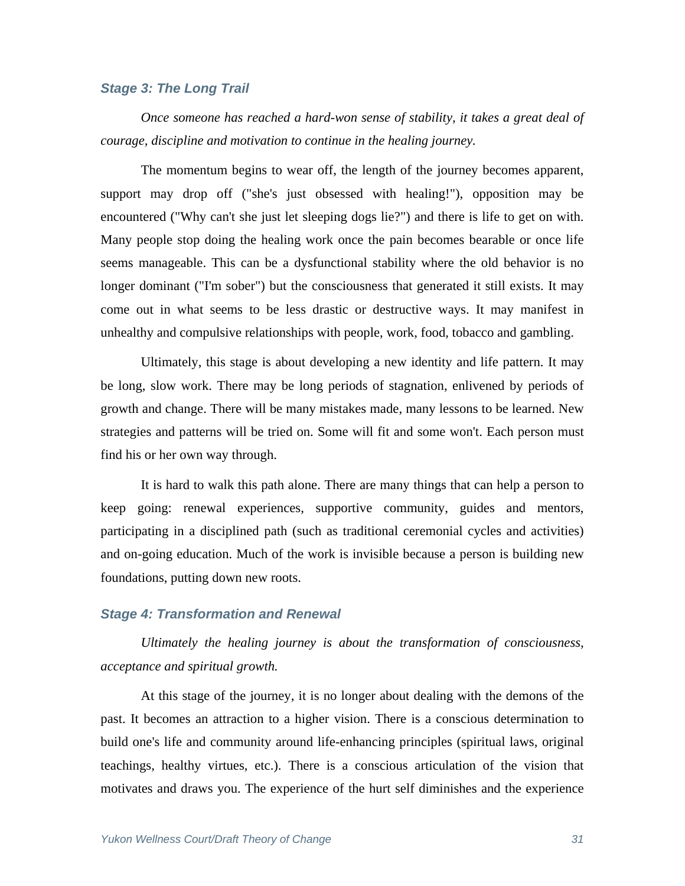### *Stage 3: The Long Trail*

*Once someone has reached a hard-won sense of stability, it takes a great deal of courage, discipline and motivation to continue in the healing journey.*

The momentum begins to wear off, the length of the journey becomes apparent, support may drop off ("she's just obsessed with healing!"), opposition may be encountered ("Why can't she just let sleeping dogs lie?") and there is life to get on with. Many people stop doing the healing work once the pain becomes bearable or once life seems manageable. This can be a dysfunctional stability where the old behavior is no longer dominant ("I'm sober") but the consciousness that generated it still exists. It may come out in what seems to be less drastic or destructive ways. It may manifest in unhealthy and compulsive relationships with people, work, food, tobacco and gambling.

Ultimately, this stage is about developing a new identity and life pattern. It may be long, slow work. There may be long periods of stagnation, enlivened by periods of growth and change. There will be many mistakes made, many lessons to be learned. New strategies and patterns will be tried on. Some will fit and some won't. Each person must find his or her own way through.

It is hard to walk this path alone. There are many things that can help a person to keep going: renewal experiences, supportive community, guides and mentors, participating in a disciplined path (such as traditional ceremonial cycles and activities) and on-going education. Much of the work is invisible because a person is building new foundations, putting down new roots.

### *Stage 4: Transformation and Renewal*

*Ultimately the healing journey is about the transformation of consciousness, acceptance and spiritual growth.*

At this stage of the journey, it is no longer about dealing with the demons of the past. It becomes an attraction to a higher vision. There is a conscious determination to build one's life and community around life-enhancing principles (spiritual laws, original teachings, healthy virtues, etc.). There is a conscious articulation of the vision that motivates and draws you. The experience of the hurt self diminishes and the experience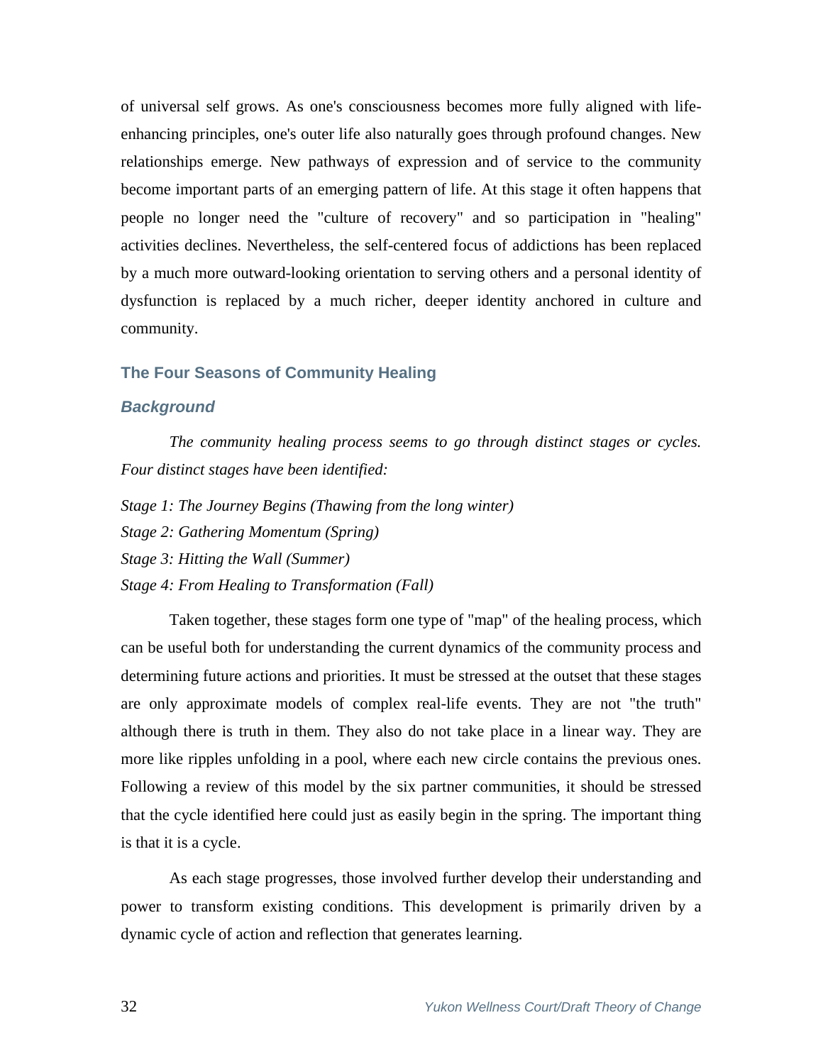of universal self grows. As one's consciousness becomes more fully aligned with life-enhancing principles, one's outer life also naturally goes through profound changes. New relationships emerge. New pathways of expression and of service to the community become important parts of an emerging pattern of life. At this stage it often happens that people no longer need the "culture of recovery" and so participation in "healing" activities declines. Nevertheless, the self-centered focus of addictions has been replaced by a much more outward-looking orientation to serving others and a personal identity of dysfunction is replaced by a much richer, deeper identity anchored in culture and community.

## The Four Seasons of Community Healing

### *Background*

*The community healing process seems to go through distinct stages or cycles. Four distinct stages have been identified:*

*Stage 1: The Journey Begins (Thawing from the long winter)*
*Stage 2: Gathering Momentum (Spring)*
*Stage 3: Hitting the Wall (Summer)*
*Stage 4: From Healing to Transformation (Fall)*

Taken together, these stages form one type of "map" of the healing process, which can be useful both for understanding the current dynamics of the community process and determining future actions and priorities. It must be stressed at the outset that these stages are only approximate models of complex real-life events. They are not "the truth" although there is truth in them. They also do not take place in a linear way. They are more like ripples unfolding in a pool, where each new circle contains the previous ones. Following a review of this model by the six partner communities, it should be stressed that the cycle identified here could just as easily begin in the spring. The important thing is that it is a cycle.

As each stage progresses, those involved further develop their understanding and power to transform existing conditions. This development is primarily driven by a dynamic cycle of action and reflection that generates learning.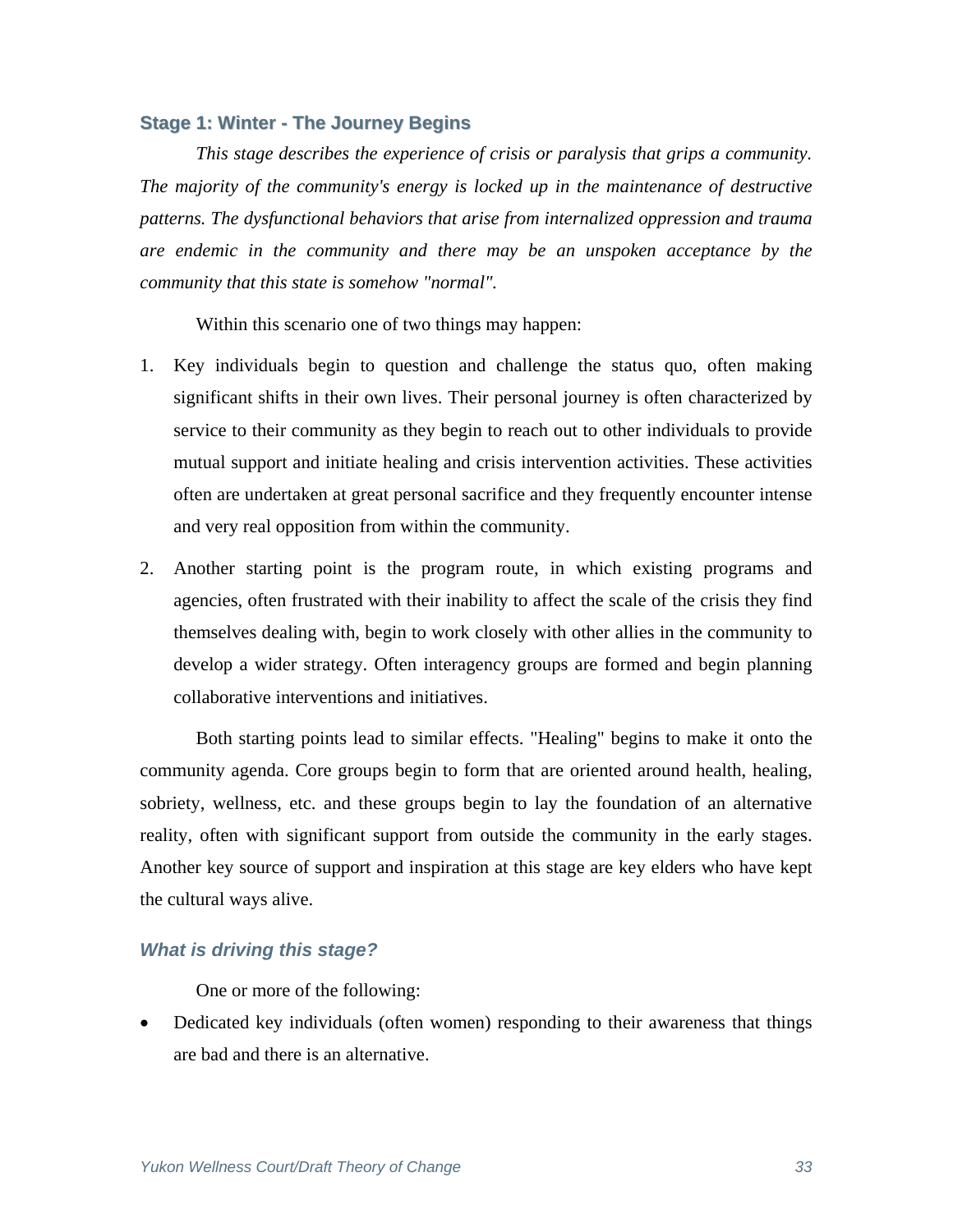### Stage 1: Winter - The Journey Begins

*This stage describes the experience of crisis or paralysis that grips a community. The majority of the community's energy is locked up in the maintenance of destructive patterns. The dysfunctional behaviors that arise from internalized oppression and trauma are endemic in the community and there may be an unspoken acceptance by the community that this state is somehow "normal".*

Within this scenario one of two things may happen:

1. Key individuals begin to question and challenge the status quo, often making significant shifts in their own lives. Their personal journey is often characterized by service to their community as they begin to reach out to other individuals to provide mutual support and initiate healing and crisis intervention activities. These activities often are undertaken at great personal sacrifice and they frequently encounter intense and very real opposition from within the community.

2. Another starting point is the program route, in which existing programs and agencies, often frustrated with their inability to affect the scale of the crisis they find themselves dealing with, begin to work closely with other allies in the community to develop a wider strategy. Often interagency groups are formed and begin planning collaborative interventions and initiatives.

Both starting points lead to similar effects. "Healing" begins to make it onto the community agenda. Core groups begin to form that are oriented around health, healing, sobriety, wellness, etc. and these groups begin to lay the foundation of an alternative reality, often with significant support from outside the community in the early stages. Another key source of support and inspiration at this stage are key elders who have kept the cultural ways alive.

#### *What is driving this stage?*

One or more of the following:

- Dedicated key individuals (often women) responding to their awareness that things are bad and there is an alternative.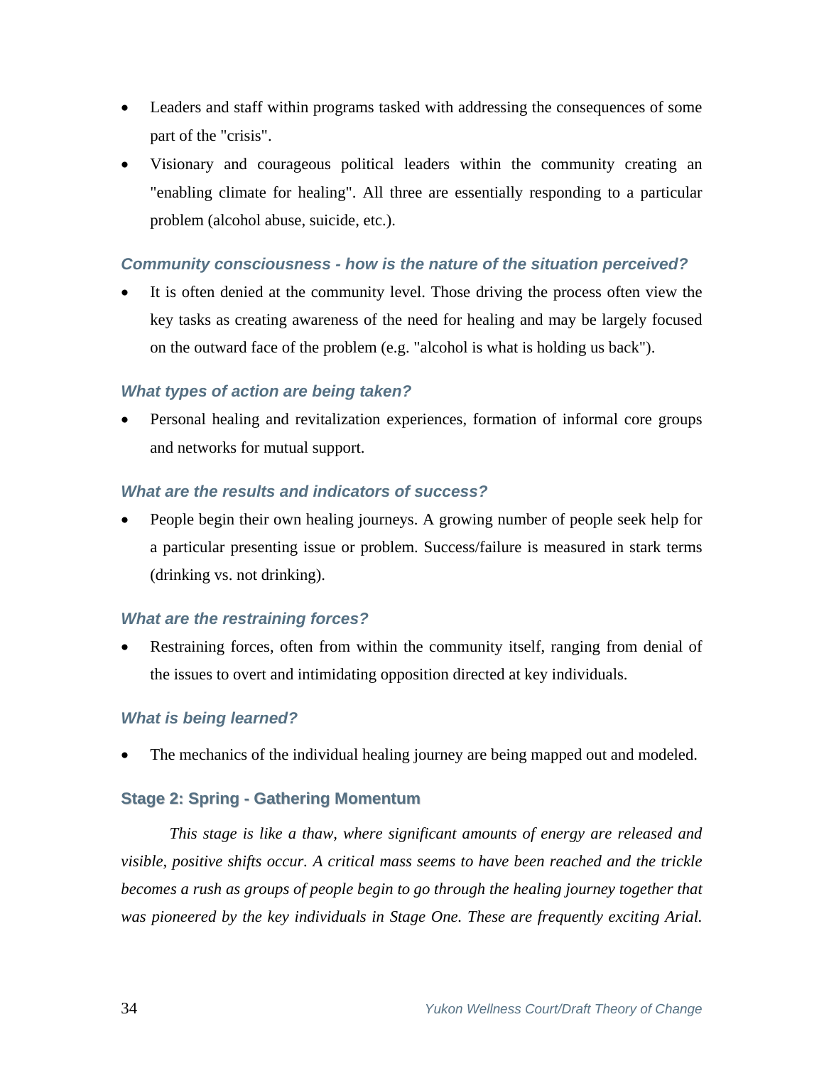- Leaders and staff within programs tasked with addressing the consequences of some part of the "crisis".
- Visionary and courageous political leaders within the community creating an "enabling climate for healing". All three are essentially responding to a particular problem (alcohol abuse, suicide, etc.).

#### *Community consciousness - how is the nature of the situation perceived?*

- It is often denied at the community level. Those driving the process often view the key tasks as creating awareness of the need for healing and may be largely focused on the outward face of the problem (e.g. "alcohol is what is holding us back").

#### *What types of action are being taken?*

- Personal healing and revitalization experiences, formation of informal core groups and networks for mutual support.

#### *What are the results and indicators of success?*

- People begin their own healing journeys. A growing number of people seek help for a particular presenting issue or problem. Success/failure is measured in stark terms (drinking vs. not drinking).

#### *What are the restraining forces?*

- Restraining forces, often from within the community itself, ranging from denial of the issues to overt and intimidating opposition directed at key individuals.

#### *What is being learned?*

- The mechanics of the individual healing journey are being mapped out and modeled.

### Stage 2: Spring - Gathering Momentum

*This stage is like a thaw, where significant amounts of energy are released and visible, positive shifts occur. A critical mass seems to have been reached and the trickle becomes a rush as groups of people begin to go through the healing journey together that was pioneered by the key individuals in Stage One. These are frequently exciting Arial.*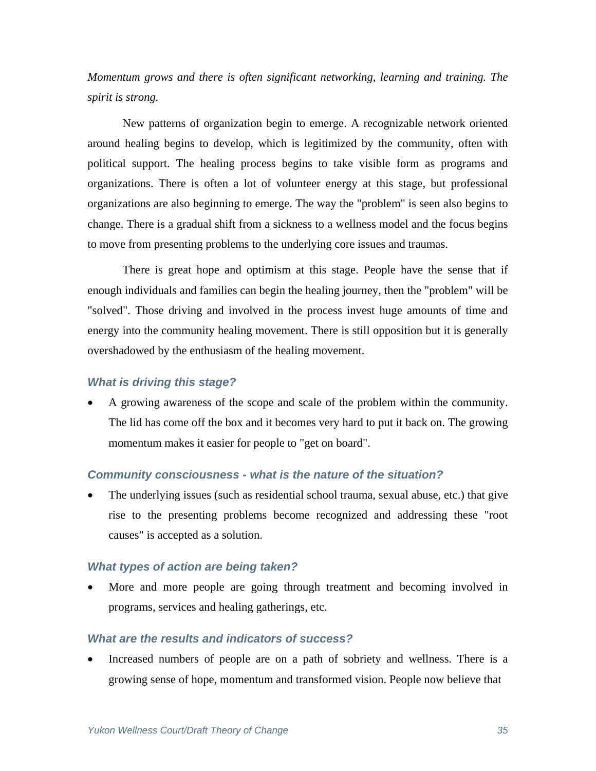*Momentum grows and there is often significant networking, learning and training. The spirit is strong.*

New patterns of organization begin to emerge. A recognizable network oriented around healing begins to develop, which is legitimized by the community, often with political support. The healing process begins to take visible form as programs and organizations. There is often a lot of volunteer energy at this stage, but professional organizations are also beginning to emerge. The way the "problem" is seen also begins to change. There is a gradual shift from a sickness to a wellness model and the focus begins to move from presenting problems to the underlying core issues and traumas.

There is great hope and optimism at this stage. People have the sense that if enough individuals and families can begin the healing journey, then the "problem" will be "solved". Those driving and involved in the process invest huge amounts of time and energy into the community healing movement. There is still opposition but it is generally overshadowed by the enthusiasm of the healing movement.

### *What is driving this stage?*

- A growing awareness of the scope and scale of the problem within the community. The lid has come off the box and it becomes very hard to put it back on. The growing momentum makes it easier for people to "get on board".

### *Community consciousness - what is the nature of the situation?*

- The underlying issues (such as residential school trauma, sexual abuse, etc.) that give rise to the presenting problems become recognized and addressing these "root causes" is accepted as a solution.

### *What types of action are being taken?*

- More and more people are going through treatment and becoming involved in programs, services and healing gatherings, etc.

### *What are the results and indicators of success?*

- Increased numbers of people are on a path of sobriety and wellness. There is a growing sense of hope, momentum and transformed vision. People now believe that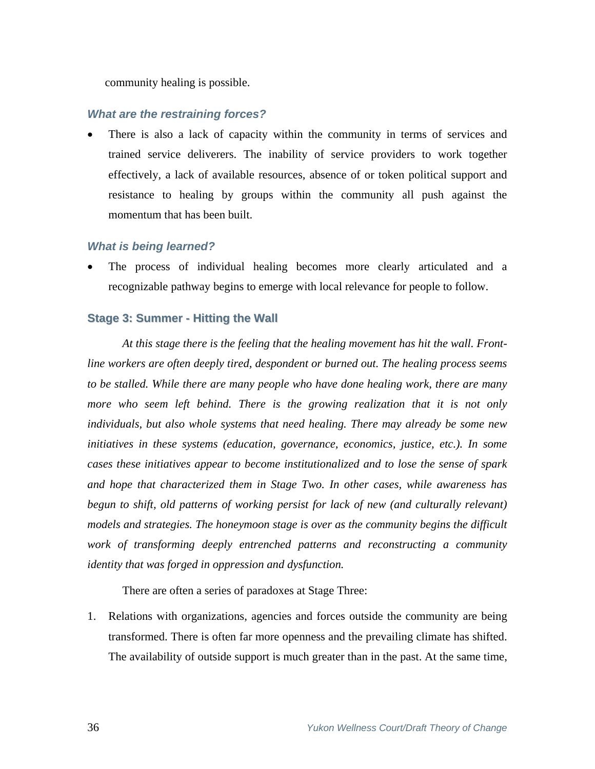community healing is possible.

### *What are the restraining forces?*

- There is also a lack of capacity within the community in terms of services and trained service deliverers. The inability of service providers to work together effectively, a lack of available resources, absence of or token political support and resistance to healing by groups within the community all push against the momentum that has been built.

### *What is being learned?*

- The process of individual healing becomes more clearly articulated and a recognizable pathway begins to emerge with local relevance for people to follow.

## Stage 3: Summer - Hitting the Wall

*At this stage there is the feeling that the healing movement has hit the wall. Front-line workers are often deeply tired, despondent or burned out. The healing process seems to be stalled. While there are many people who have done healing work, there are many more who seem left behind. There is the growing realization that it is not only individuals, but also whole systems that need healing. There may already be some new initiatives in these systems (education, governance, economics, justice, etc.). In some cases these initiatives appear to become institutionalized and to lose the sense of spark and hope that characterized them in Stage Two. In other cases, while awareness has begun to shift, old patterns of working persist for lack of new (and culturally relevant) models and strategies. The honeymoon stage is over as the community begins the difficult work of transforming deeply entrenched patterns and reconstructing a community identity that was forged in oppression and dysfunction.*

There are often a series of paradoxes at Stage Three:

1. Relations with organizations, agencies and forces outside the community are being transformed. There is often far more openness and the prevailing climate has shifted. The availability of outside support is much greater than in the past. At the same time,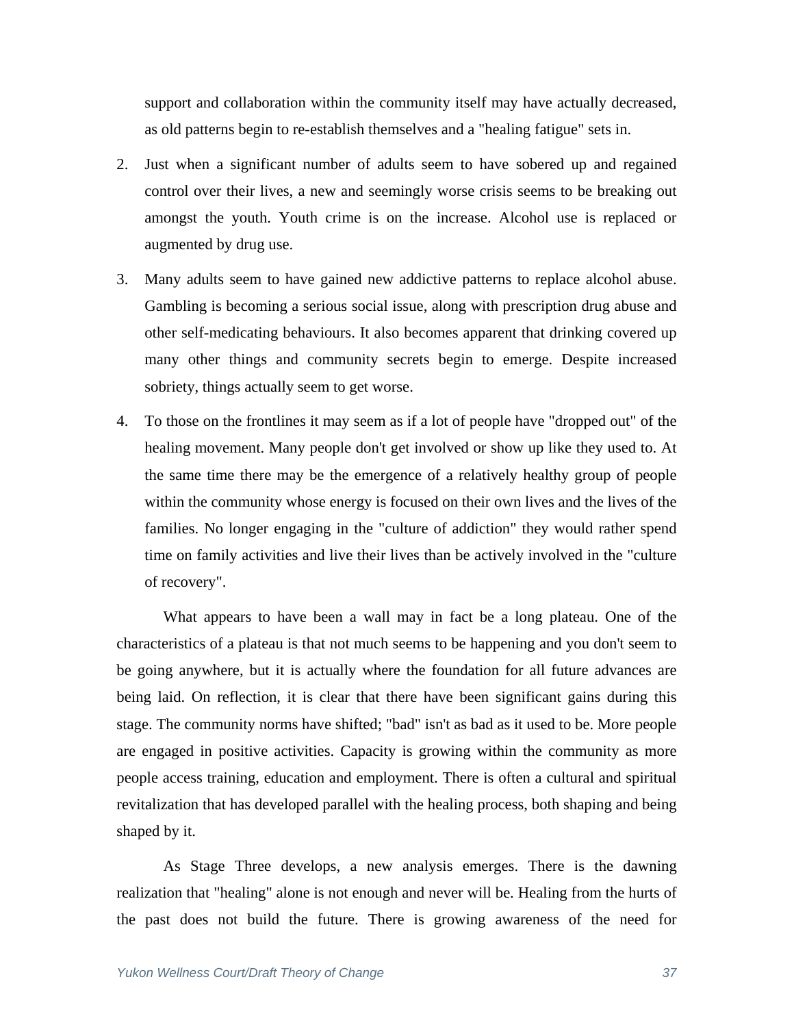support and collaboration within the community itself may have actually decreased, as old patterns begin to re-establish themselves and a "healing fatigue" sets in.

2. Just when a significant number of adults seem to have sobered up and regained control over their lives, a new and seemingly worse crisis seems to be breaking out amongst the youth. Youth crime is on the increase. Alcohol use is replaced or augmented by drug use.

3. Many adults seem to have gained new addictive patterns to replace alcohol abuse. Gambling is becoming a serious social issue, along with prescription drug abuse and other self-medicating behaviours. It also becomes apparent that drinking covered up many other things and community secrets begin to emerge. Despite increased sobriety, things actually seem to get worse.

4. To those on the frontlines it may seem as if a lot of people have "dropped out" of the healing movement. Many people don't get involved or show up like they used to. At the same time there may be the emergence of a relatively healthy group of people within the community whose energy is focused on their own lives and the lives of the families. No longer engaging in the "culture of addiction" they would rather spend time on family activities and live their lives than be actively involved in the "culture of recovery".

What appears to have been a wall may in fact be a long plateau. One of the characteristics of a plateau is that not much seems to be happening and you don't seem to be going anywhere, but it is actually where the foundation for all future advances are being laid. On reflection, it is clear that there have been significant gains during this stage. The community norms have shifted; "bad" isn't as bad as it used to be. More people are engaged in positive activities. Capacity is growing within the community as more people access training, education and employment. There is often a cultural and spiritual revitalization that has developed parallel with the healing process, both shaping and being shaped by it.

As Stage Three develops, a new analysis emerges. There is the dawning realization that "healing" alone is not enough and never will be. Healing from the hurts of the past does not build the future. There is growing awareness of the need for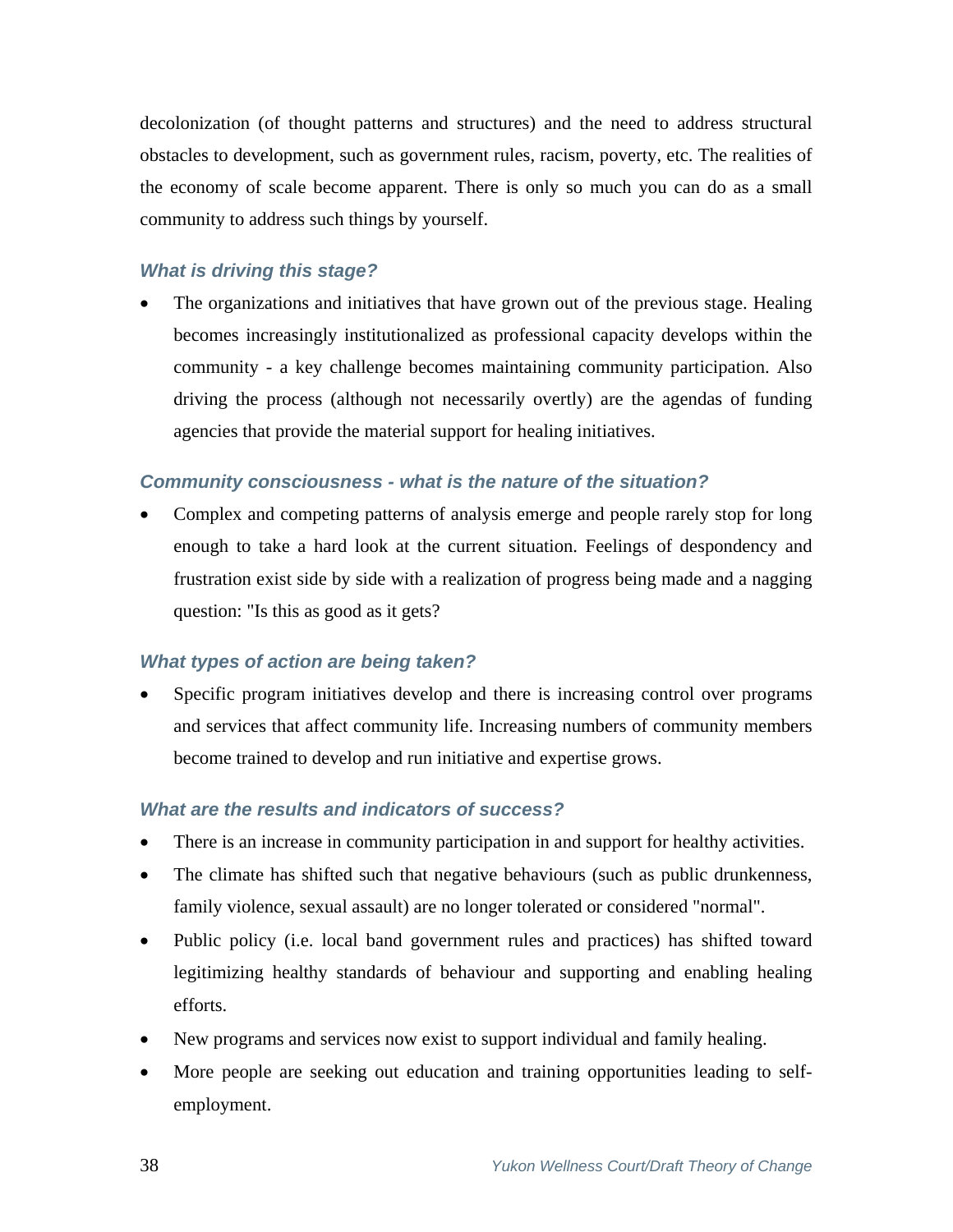decolonization (of thought patterns and structures) and the need to address structural obstacles to development, such as government rules, racism, poverty, etc. The realities of the economy of scale become apparent. There is only so much you can do as a small community to address such things by yourself.

### *What is driving this stage?*

- The organizations and initiatives that have grown out of the previous stage. Healing becomes increasingly institutionalized as professional capacity develops within the community - a key challenge becomes maintaining community participation. Also driving the process (although not necessarily overtly) are the agendas of funding agencies that provide the material support for healing initiatives.

### *Community consciousness - what is the nature of the situation?*

- Complex and competing patterns of analysis emerge and people rarely stop for long enough to take a hard look at the current situation. Feelings of despondency and frustration exist side by side with a realization of progress being made and a nagging question: "Is this as good as it gets?

### *What types of action are being taken?*

- Specific program initiatives develop and there is increasing control over programs and services that affect community life. Increasing numbers of community members become trained to develop and run initiative and expertise grows.

### *What are the results and indicators of success?*

- There is an increase in community participation in and support for healthy activities.
- The climate has shifted such that negative behaviours (such as public drunkenness, family violence, sexual assault) are no longer tolerated or considered "normal".
- Public policy (i.e. local band government rules and practices) has shifted toward legitimizing healthy standards of behaviour and supporting and enabling healing efforts.
- New programs and services now exist to support individual and family healing.
- More people are seeking out education and training opportunities leading to self-employment.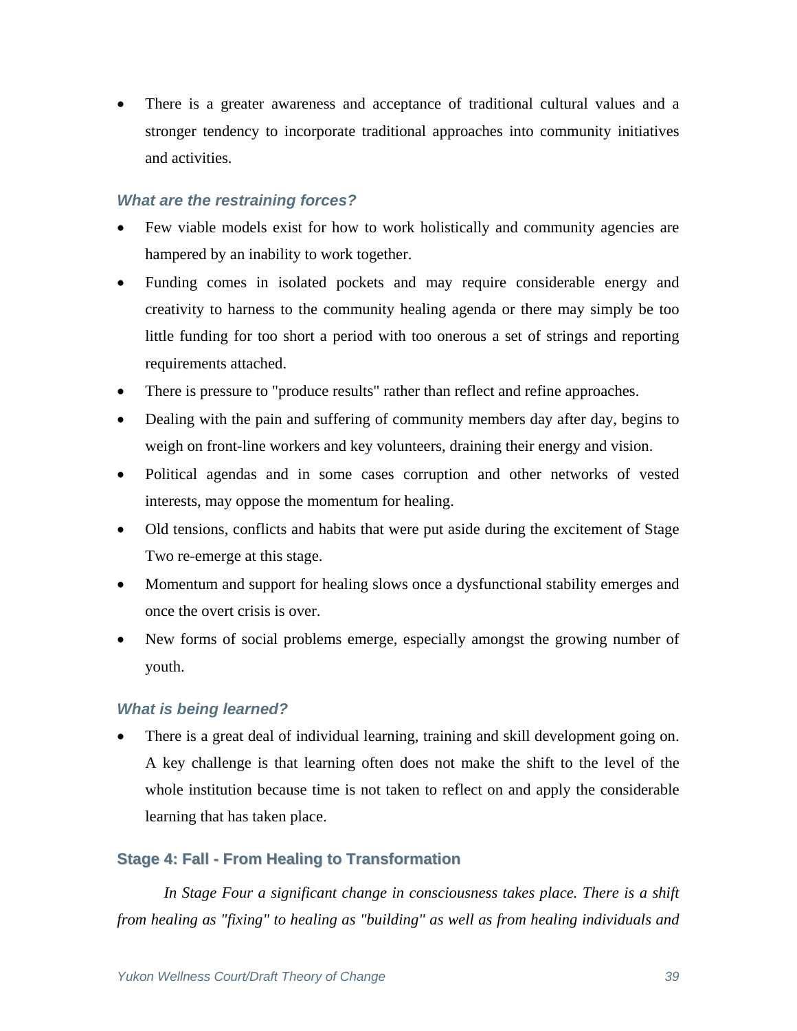- There is a greater awareness and acceptance of traditional cultural values and a stronger tendency to incorporate traditional approaches into community initiatives and activities.

### *What are the restraining forces?*

- Few viable models exist for how to work holistically and community agencies are hampered by an inability to work together.
- Funding comes in isolated pockets and may require considerable energy and creativity to harness to the community healing agenda or there may simply be too little funding for too short a period with too onerous a set of strings and reporting requirements attached.
- There is pressure to "produce results" rather than reflect and refine approaches.
- Dealing with the pain and suffering of community members day after day, begins to weigh on front-line workers and key volunteers, draining their energy and vision.
- Political agendas and in some cases corruption and other networks of vested interests, may oppose the momentum for healing.
- Old tensions, conflicts and habits that were put aside during the excitement of Stage Two re-emerge at this stage.
- Momentum and support for healing slows once a dysfunctional stability emerges and once the overt crisis is over.
- New forms of social problems emerge, especially amongst the growing number of youth.

### *What is being learned?*

- There is a great deal of individual learning, training and skill development going on. A key challenge is that learning often does not make the shift to the level of the whole institution because time is not taken to reflect on and apply the considerable learning that has taken place.

## Stage 4: Fall - From Healing to Transformation

*In Stage Four a significant change in consciousness takes place. There is a shift from healing as "fixing" to healing as "building" as well as from healing individuals and*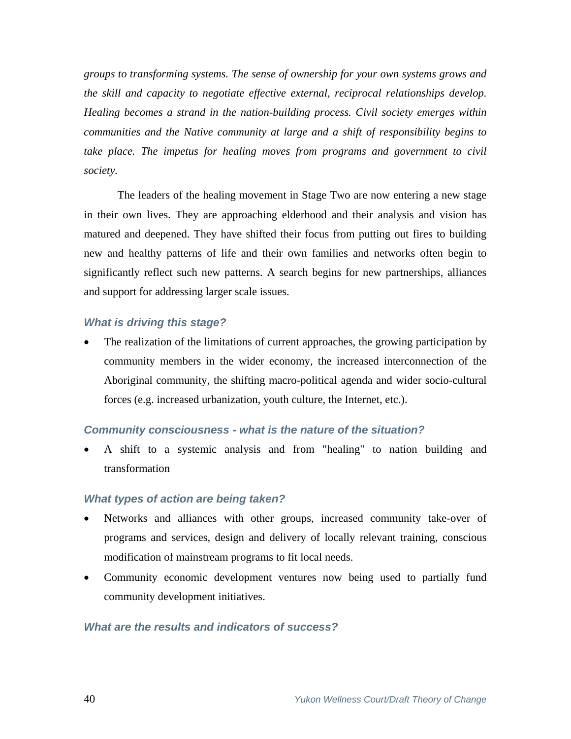*groups to transforming systems. The sense of ownership for your own systems grows and the skill and capacity to negotiate effective external, reciprocal relationships develop. Healing becomes a strand in the nation-building process. Civil society emerges within communities and the Native community at large and a shift of responsibility begins to take place. The impetus for healing moves from programs and government to civil society.*

The leaders of the healing movement in Stage Two are now entering a new stage in their own lives. They are approaching elderhood and their analysis and vision has matured and deepened. They have shifted their focus from putting out fires to building new and healthy patterns of life and their own families and networks often begin to significantly reflect such new patterns. A search begins for new partnerships, alliances and support for addressing larger scale issues.

### *What is driving this stage?*

- The realization of the limitations of current approaches, the growing participation by community members in the wider economy, the increased interconnection of the Aboriginal community, the shifting macro-political agenda and wider socio-cultural forces (e.g. increased urbanization, youth culture, the Internet, etc.).

### *Community consciousness - what is the nature of the situation?*

- A shift to a systemic analysis and from "healing" to nation building and transformation

### *What types of action are being taken?*

- Networks and alliances with other groups, increased community take-over of programs and services, design and delivery of locally relevant training, conscious modification of mainstream programs to fit local needs.
- Community economic development ventures now being used to partially fund community development initiatives.

### *What are the results and indicators of success?*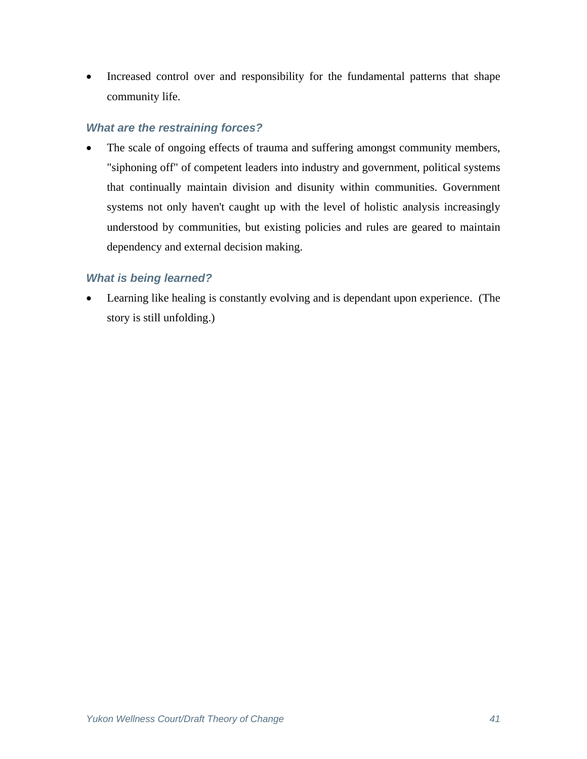- Increased control over and responsibility for the fundamental patterns that shape community life.

### *What are the restraining forces?*

- The scale of ongoing effects of trauma and suffering amongst community members, "siphoning off" of competent leaders into industry and government, political systems that continually maintain division and disunity within communities. Government systems not only haven't caught up with the level of holistic analysis increasingly understood by communities, but existing policies and rules are geared to maintain dependency and external decision making.

### *What is being learned?*

- Learning like healing is constantly evolving and is dependant upon experience. (The story is still unfolding.)